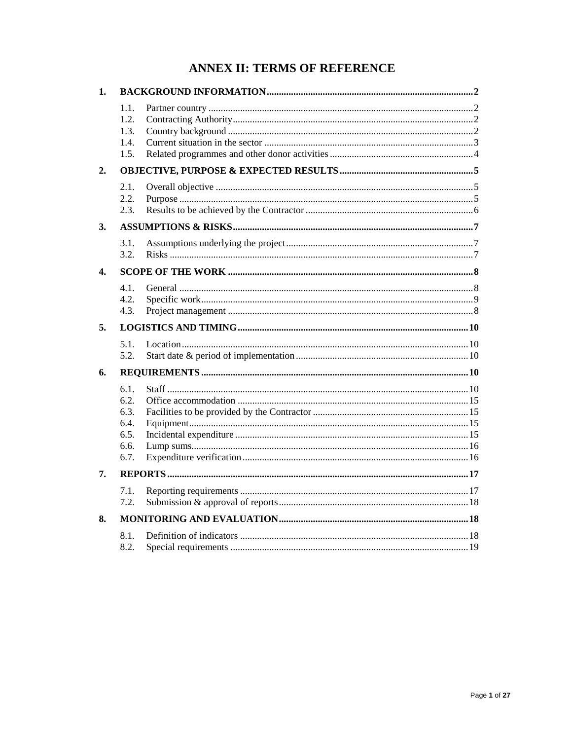# ANNEX II: TERMS OF REFERENCE

**1. BACKGROUND INFORMATION** .......... **2**

- 1.1. Partner country .......... 2
- 1.2. Contracting Authority .......... 2
- 1.3. Country background .......... 2
- 1.4. Current situation in the sector .......... 3
- 1.5. Related programmes and other donor activities .......... 4

**2. OBJECTIVE, PURPOSE & EXPECTED RESULTS** .......... **5**

- 2.1. Overall objective .......... 5
- 2.2. Purpose .......... 5
- 2.3. Results to be achieved by the Contractor .......... 6

**3. ASSUMPTIONS & RISKS** .......... **7**

- 3.1. Assumptions underlying the project .......... 7
- 3.2. Risks .......... 7

**4. SCOPE OF THE WORK** .......... **8**

- 4.1. General .......... 8
- 4.2. Specific work .......... 9
- 4.3. Project management .......... 8

**5. LOGISTICS AND TIMING** .......... **10**

- 5.1. Location .......... 10
- 5.2. Start date & period of implementation .......... 10

**6. REQUIREMENTS** .......... **10**

- 6.1. Staff .......... 10
- 6.2. Office accommodation .......... 15
- 6.3. Facilities to be provided by the Contractor .......... 15
- 6.4. Equipment .......... 15
- 6.5. Incidental expenditure .......... 15
- 6.6. Lump sums .......... 16
- 6.7. Expenditure verification .......... 16

**7. REPORTS** .......... **17**

- 7.1. Reporting requirements .......... 17
- 7.2. Submission & approval of reports .......... 18

**8. MONITORING AND EVALUATION** .......... **18**

- 8.1. Definition of indicators .......... 18
- 8.2. Special requirements .......... 19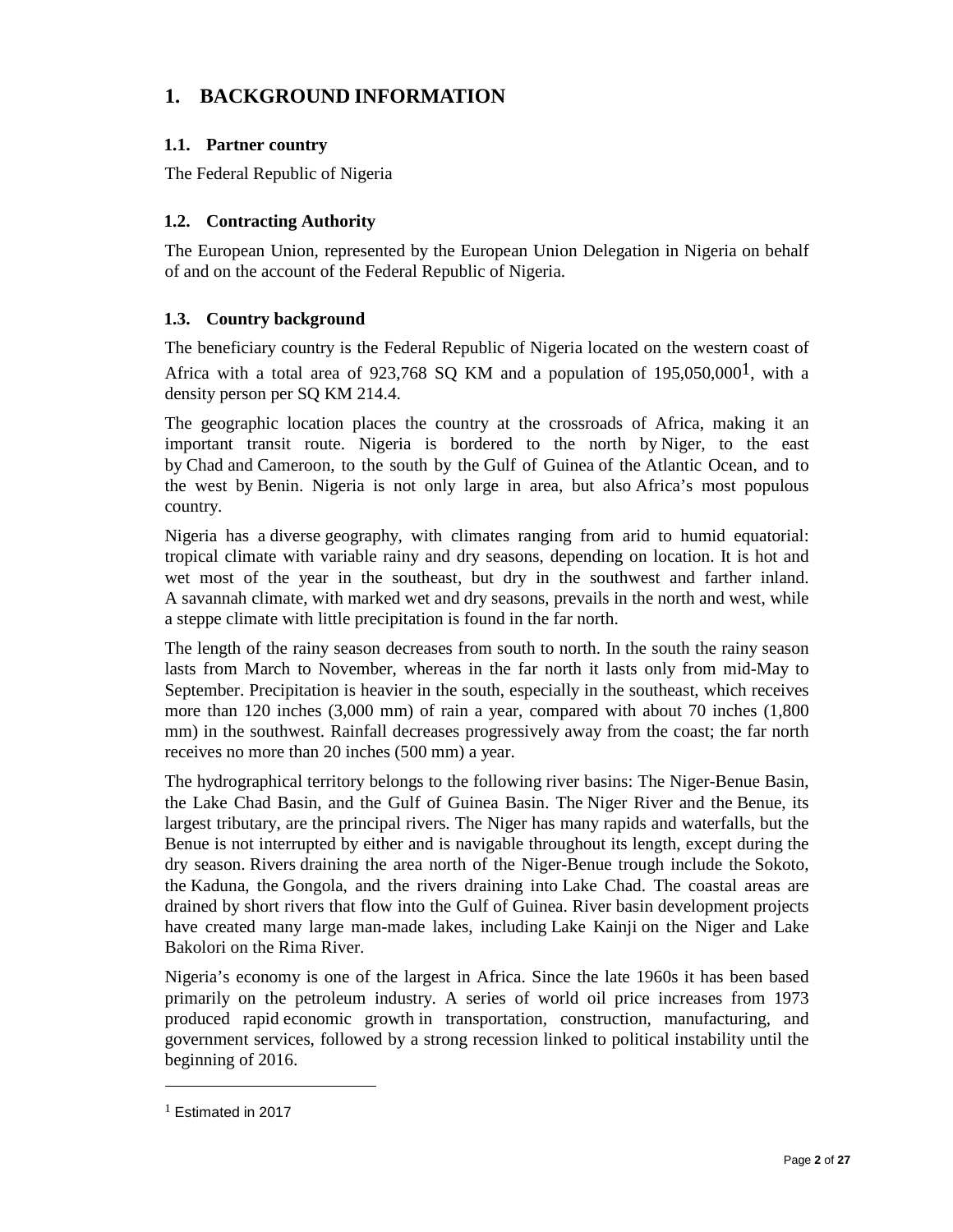# 1. BACKGROUND INFORMATION

## 1.1. Partner country

The Federal Republic of Nigeria

## 1.2. Contracting Authority

The European Union, represented by the European Union Delegation in Nigeria on behalf of and on the account of the Federal Republic of Nigeria.

## 1.3. Country background

The beneficiary country is the Federal Republic of Nigeria located on the western coast of Africa with a total area of 923,768 SQ KM and a population of 195,050,000[1], with a density person per SQ KM 214.4.

The geographic location places the country at the crossroads of Africa, making it an important transit route. Nigeria is bordered to the north by Niger, to the east by Chad and Cameroon, to the south by the Gulf of Guinea of the Atlantic Ocean, and to the west by Benin. Nigeria is not only large in area, but also Africa's most populous country.

Nigeria has a diverse geography, with climates ranging from arid to humid equatorial: tropical climate with variable rainy and dry seasons, depending on location. It is hot and wet most of the year in the southeast, but dry in the southwest and farther inland. A savannah climate, with marked wet and dry seasons, prevails in the north and west, while a steppe climate with little precipitation is found in the far north.

The length of the rainy season decreases from south to north. In the south the rainy season lasts from March to November, whereas in the far north it lasts only from mid-May to September. Precipitation is heavier in the south, especially in the southeast, which receives more than 120 inches (3,000 mm) of rain a year, compared with about 70 inches (1,800 mm) in the southwest. Rainfall decreases progressively away from the coast; the far north receives no more than 20 inches (500 mm) a year.

The hydrographical territory belongs to the following river basins: The Niger-Benue Basin, the Lake Chad Basin, and the Gulf of Guinea Basin. The Niger River and the Benue, its largest tributary, are the principal rivers. The Niger has many rapids and waterfalls, but the Benue is not interrupted by either and is navigable throughout its length, except during the dry season. Rivers draining the area north of the Niger-Benue trough include the Sokoto, the Kaduna, the Gongola, and the rivers draining into Lake Chad. The coastal areas are drained by short rivers that flow into the Gulf of Guinea. River basin development projects have created many large man-made lakes, including Lake Kainji on the Niger and Lake Bakolori on the Rima River.

Nigeria's economy is one of the largest in Africa. Since the late 1960s it has been based primarily on the petroleum industry. A series of world oil price increases from 1973 produced rapid economic growth in transportation, construction, manufacturing, and government services, followed by a strong recession linked to political instability until the beginning of 2016.

---

[1] Estimated in 2017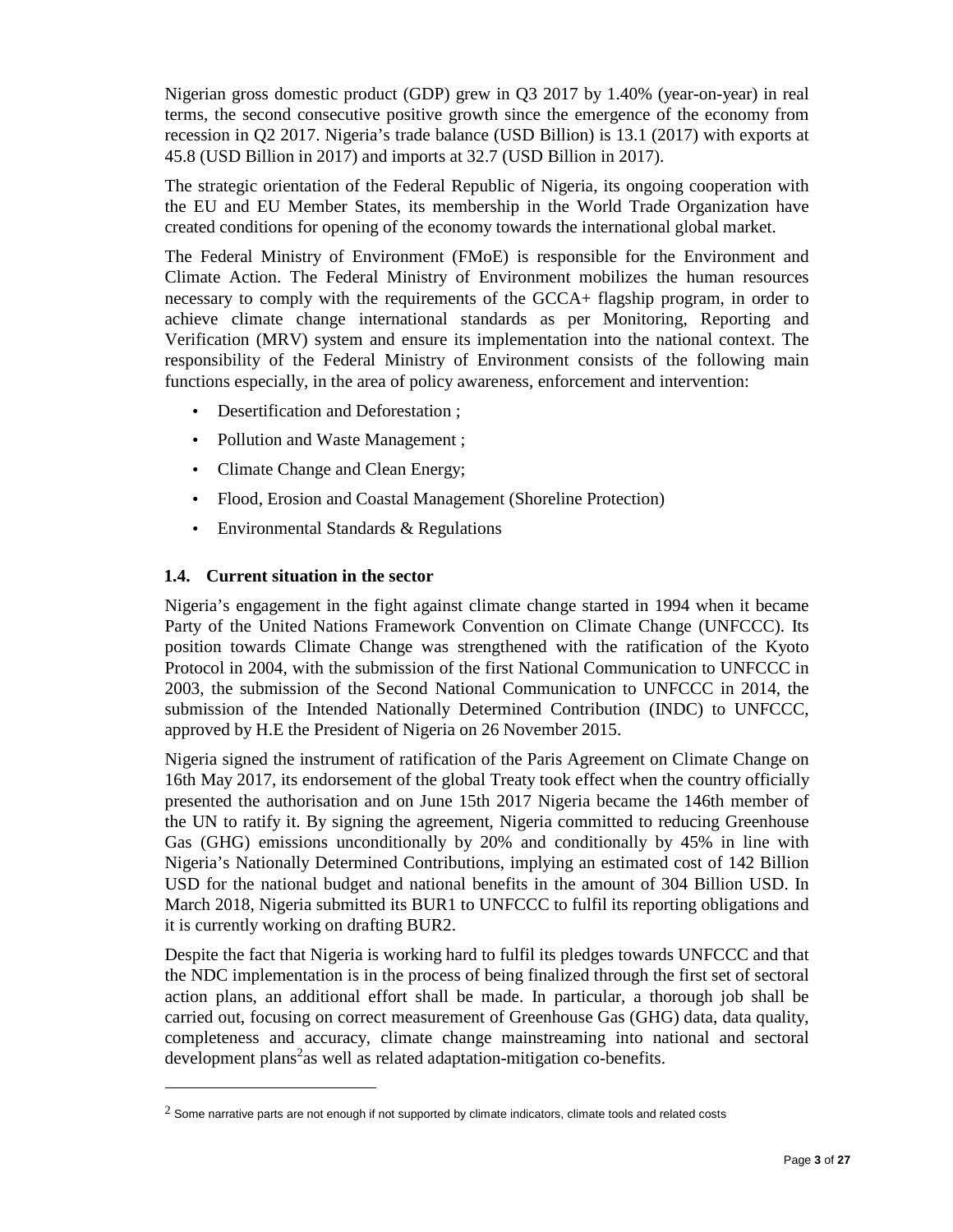Nigerian gross domestic product (GDP) grew in Q3 2017 by 1.40% (year-on-year) in real terms, the second consecutive positive growth since the emergence of the economy from recession in Q2 2017. Nigeria's trade balance (USD Billion) is 13.1 (2017) with exports at 45.8 (USD Billion in 2017) and imports at 32.7 (USD Billion in 2017).

The strategic orientation of the Federal Republic of Nigeria, its ongoing cooperation with the EU and EU Member States, its membership in the World Trade Organization have created conditions for opening of the economy towards the international global market.

The Federal Ministry of Environment (FMoE) is responsible for the Environment and Climate Action. The Federal Ministry of Environment mobilizes the human resources necessary to comply with the requirements of the GCCA+ flagship program, in order to achieve climate change international standards as per Monitoring, Reporting and Verification (MRV) system and ensure its implementation into the national context. The responsibility of the Federal Ministry of Environment consists of the following main functions especially, in the area of policy awareness, enforcement and intervention:

- Desertification and Deforestation ;
- Pollution and Waste Management ;
- Climate Change and Clean Energy;
- Flood, Erosion and Coastal Management (Shoreline Protection)
- Environmental Standards & Regulations

### 1.4. Current situation in the sector

Nigeria's engagement in the fight against climate change started in 1994 when it became Party of the United Nations Framework Convention on Climate Change (UNFCCC). Its position towards Climate Change was strengthened with the ratification of the Kyoto Protocol in 2004, with the submission of the first National Communication to UNFCCC in 2003, the submission of the Second National Communication to UNFCCC in 2014, the submission of the Intended Nationally Determined Contribution (INDC) to UNFCCC, approved by H.E the President of Nigeria on 26 November 2015.

Nigeria signed the instrument of ratification of the Paris Agreement on Climate Change on 16th May 2017, its endorsement of the global Treaty took effect when the country officially presented the authorisation and on June 15th 2017 Nigeria became the 146th member of the UN to ratify it. By signing the agreement, Nigeria committed to reducing Greenhouse Gas (GHG) emissions unconditionally by 20% and conditionally by 45% in line with Nigeria's Nationally Determined Contributions, implying an estimated cost of 142 Billion USD for the national budget and national benefits in the amount of 304 Billion USD. In March 2018, Nigeria submitted its BUR1 to UNFCCC to fulfil its reporting obligations and it is currently working on drafting BUR2.

Despite the fact that Nigeria is working hard to fulfil its pledges towards UNFCCC and that the NDC implementation is in the process of being finalized through the first set of sectoral action plans, an additional effort shall be made. In particular, a thorough job shall be carried out, focusing on correct measurement of Greenhouse Gas (GHG) data, data quality, completeness and accuracy, climate change mainstreaming into national and sectoral development plans[2]as well as related adaptation-mitigation co-benefits.

[2] Some narrative parts are not enough if not supported by climate indicators, climate tools and related costs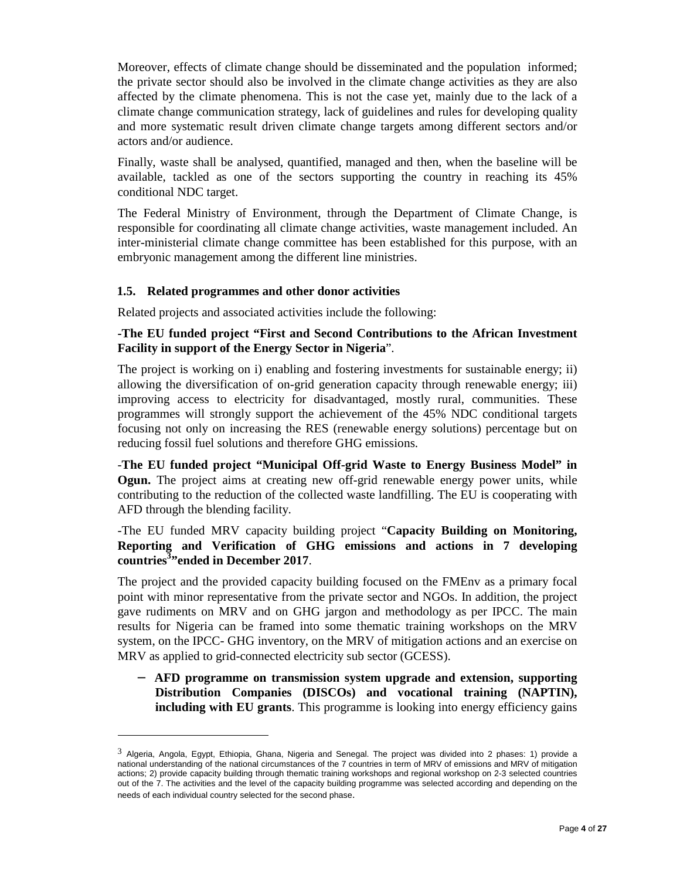Moreover, effects of climate change should be disseminated and the population informed; the private sector should also be involved in the climate change activities as they are also affected by the climate phenomena. This is not the case yet, mainly due to the lack of a climate change communication strategy, lack of guidelines and rules for developing quality and more systematic result driven climate change targets among different sectors and/or actors and/or audience.

Finally, waste shall be analysed, quantified, managed and then, when the baseline will be available, tackled as one of the sectors supporting the country in reaching its 45% conditional NDC target.

The Federal Ministry of Environment, through the Department of Climate Change, is responsible for coordinating all climate change activities, waste management included. An inter-ministerial climate change committee has been established for this purpose, with an embryonic management among the different line ministries.

### 1.5. Related programmes and other donor activities

Related projects and associated activities include the following:

**-The EU funded project "First and Second Contributions to the African Investment Facility in support of the Energy Sector in Nigeria**".

The project is working on i) enabling and fostering investments for sustainable energy; ii) allowing the diversification of on-grid generation capacity through renewable energy; iii) improving access to electricity for disadvantaged, mostly rural, communities. These programmes will strongly support the achievement of the 45% NDC conditional targets focusing not only on increasing the RES (renewable energy solutions) percentage but on reducing fossil fuel solutions and therefore GHG emissions.

-**The EU funded project "Municipal Off-grid Waste to Energy Business Model" in Ogun.** The project aims at creating new off-grid renewable energy power units, while contributing to the reduction of the collected waste landfilling. The EU is cooperating with AFD through the blending facility.

-The EU funded MRV capacity building project "**Capacity Building on Monitoring, Reporting and Verification of GHG emissions and actions in 7 developing countries[3]" ended in December 2017**.

The project and the provided capacity building focused on the FMEnv as a primary focal point with minor representative from the private sector and NGOs. In addition, the project gave rudiments on MRV and on GHG jargon and methodology as per IPCC. The main results for Nigeria can be framed into some thematic training workshops on the MRV system, on the IPCC- GHG inventory, on the MRV of mitigation actions and an exercise on MRV as applied to grid-connected electricity sub sector (GCESS).

- **AFD programme on transmission system upgrade and extension, supporting Distribution Companies (DISCOs) and vocational training (NAPTIN), including with EU grants**. This programme is looking into energy efficiency gains

---

[3] Algeria, Angola, Egypt, Ethiopia, Ghana, Nigeria and Senegal. The project was divided into 2 phases: 1) provide a national understanding of the national circumstances of the 7 countries in term of MRV of emissions and MRV of mitigation actions; 2) provide capacity building through thematic training workshops and regional workshop on 2-3 selected countries out of the 7. The activities and the level of the capacity building programme was selected according and depending on the needs of each individual country selected for the second phase.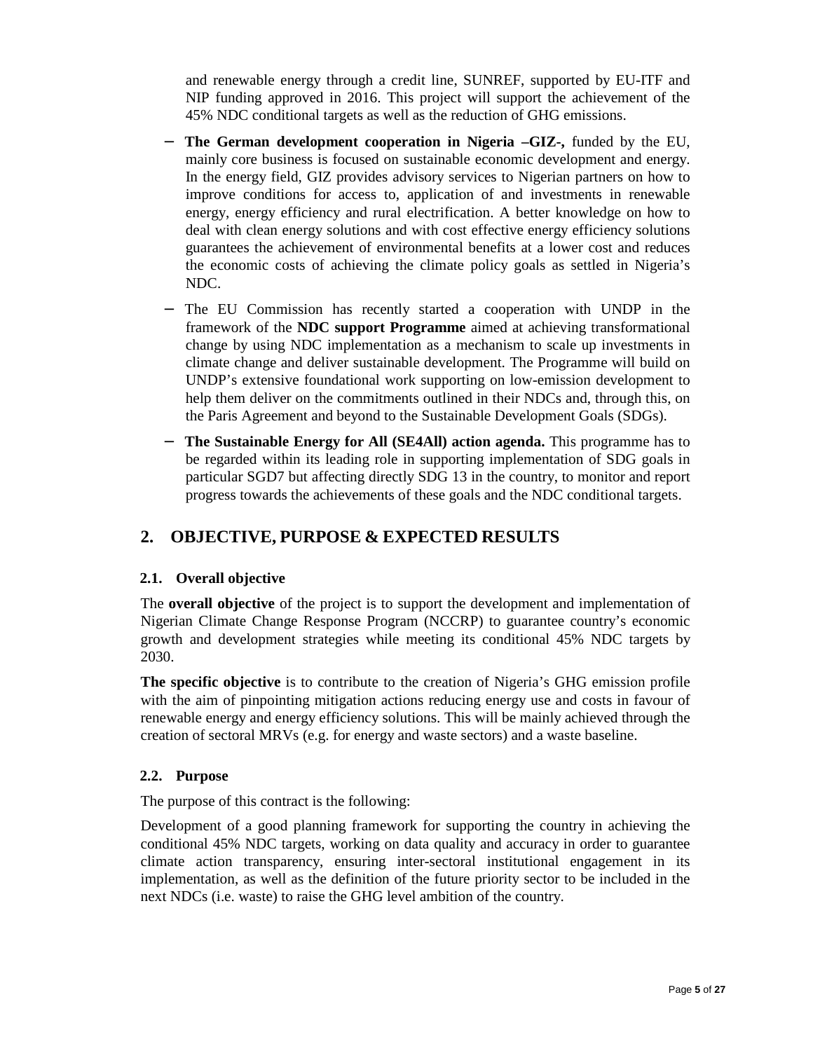and renewable energy through a credit line, SUNREF, supported by EU-ITF and NIP funding approved in 2016. This project will support the achievement of the 45% NDC conditional targets as well as the reduction of GHG emissions.

- **The German development cooperation in Nigeria –GIZ-,** funded by the EU, mainly core business is focused on sustainable economic development and energy. In the energy field, GIZ provides advisory services to Nigerian partners on how to improve conditions for access to, application of and investments in renewable energy, energy efficiency and rural electrification. A better knowledge on how to deal with clean energy solutions and with cost effective energy efficiency solutions guarantees the achievement of environmental benefits at a lower cost and reduces the economic costs of achieving the climate policy goals as settled in Nigeria's NDC.
- The EU Commission has recently started a cooperation with UNDP in the framework of the **NDC support Programme** aimed at achieving transformational change by using NDC implementation as a mechanism to scale up investments in climate change and deliver sustainable development. The Programme will build on UNDP's extensive foundational work supporting on low-emission development to help them deliver on the commitments outlined in their NDCs and, through this, on the Paris Agreement and beyond to the Sustainable Development Goals (SDGs).
- **The Sustainable Energy for All (SE4All) action agenda.** This programme has to be regarded within its leading role in supporting implementation of SDG goals in particular SGD7 but affecting directly SDG 13 in the country, to monitor and report progress towards the achievements of these goals and the NDC conditional targets.

# 2. OBJECTIVE, PURPOSE & EXPECTED RESULTS

## 2.1. Overall objective

The **overall objective** of the project is to support the development and implementation of Nigerian Climate Change Response Program (NCCRP) to guarantee country's economic growth and development strategies while meeting its conditional 45% NDC targets by 2030.

**The specific objective** is to contribute to the creation of Nigeria's GHG emission profile with the aim of pinpointing mitigation actions reducing energy use and costs in favour of renewable energy and energy efficiency solutions. This will be mainly achieved through the creation of sectoral MRVs (e.g. for energy and waste sectors) and a waste baseline.

## 2.2. Purpose

The purpose of this contract is the following:

Development of a good planning framework for supporting the country in achieving the conditional 45% NDC targets, working on data quality and accuracy in order to guarantee climate action transparency, ensuring inter-sectoral institutional engagement in its implementation, as well as the definition of the future priority sector to be included in the next NDCs (i.e. waste) to raise the GHG level ambition of the country.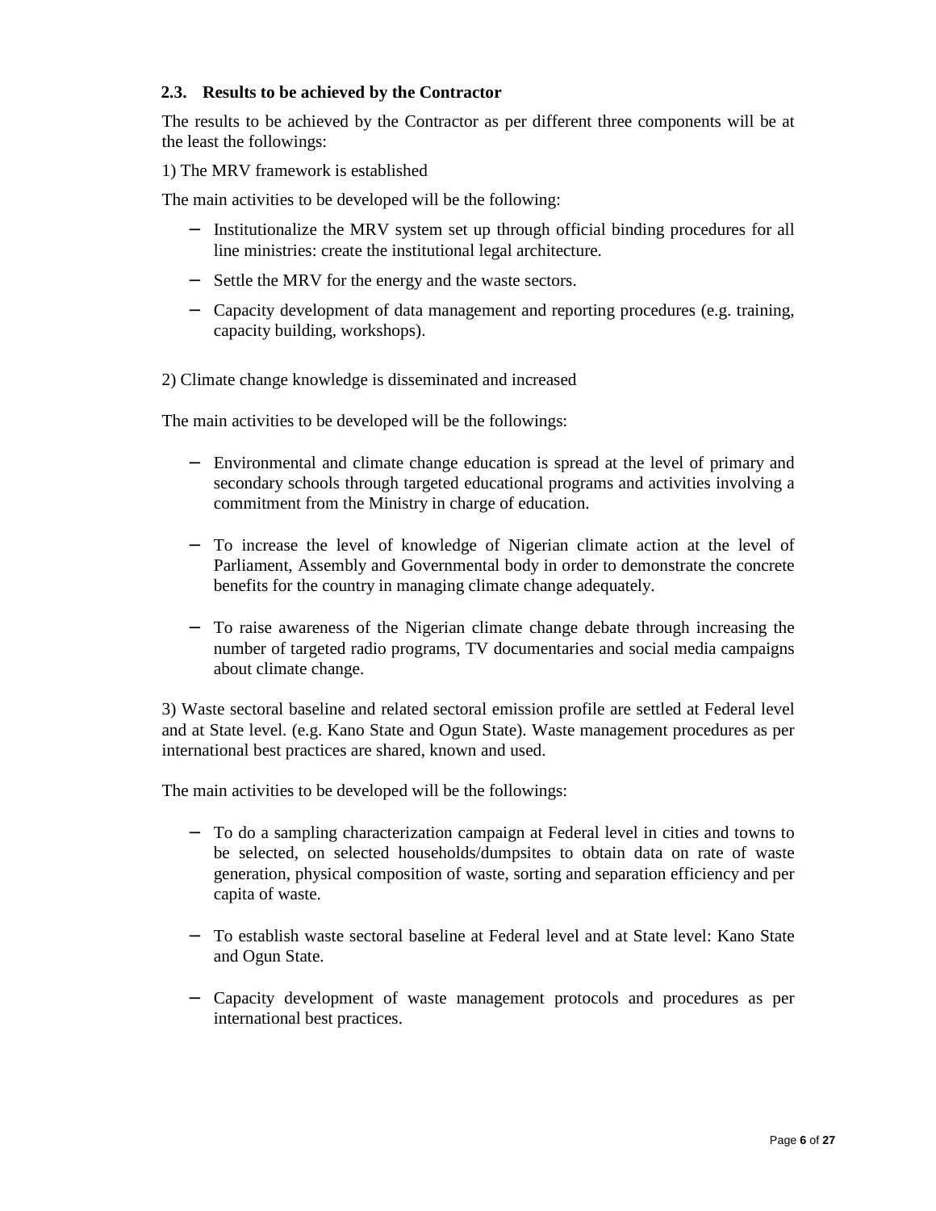### 2.3. Results to be achieved by the Contractor

The results to be achieved by the Contractor as per different three components will be at the least the followings:

1) The MRV framework is established

The main activities to be developed will be the following:

- Institutionalize the MRV system set up through official binding procedures for all line ministries: create the institutional legal architecture.
- Settle the MRV for the energy and the waste sectors.
- Capacity development of data management and reporting procedures (e.g. training, capacity building, workshops).

2) Climate change knowledge is disseminated and increased

The main activities to be developed will be the followings:

- Environmental and climate change education is spread at the level of primary and secondary schools through targeted educational programs and activities involving a commitment from the Ministry in charge of education.
- To increase the level of knowledge of Nigerian climate action at the level of Parliament, Assembly and Governmental body in order to demonstrate the concrete benefits for the country in managing climate change adequately.
- To raise awareness of the Nigerian climate change debate through increasing the number of targeted radio programs, TV documentaries and social media campaigns about climate change.

3) Waste sectoral baseline and related sectoral emission profile are settled at Federal level and at State level. (e.g. Kano State and Ogun State). Waste management procedures as per international best practices are shared, known and used.

The main activities to be developed will be the followings:

- To do a sampling characterization campaign at Federal level in cities and towns to be selected, on selected households/dumpsites to obtain data on rate of waste generation, physical composition of waste, sorting and separation efficiency and per capita of waste.
- To establish waste sectoral baseline at Federal level and at State level: Kano State and Ogun State.
- Capacity development of waste management protocols and procedures as per international best practices.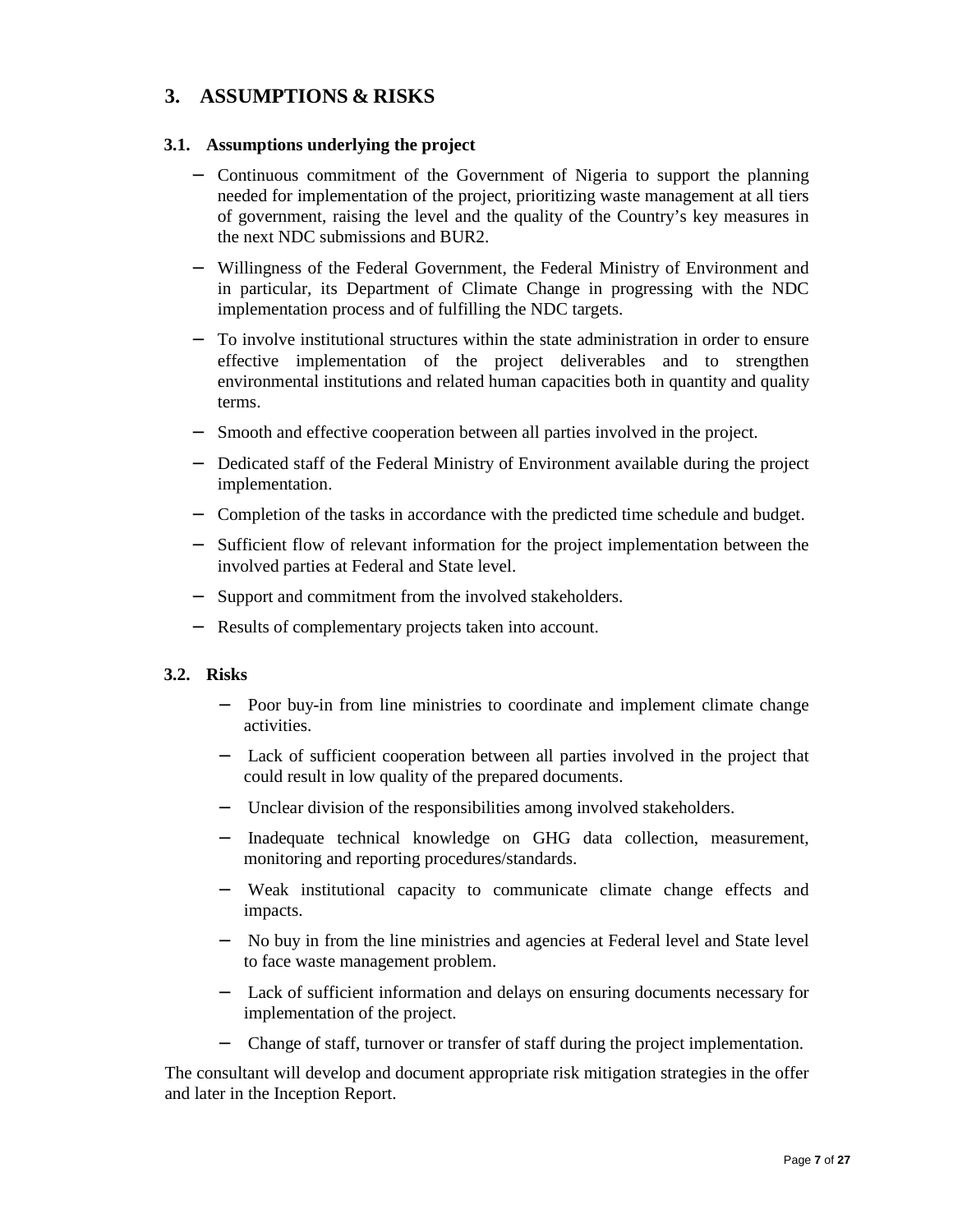## 3. ASSUMPTIONS & RISKS

### 3.1. Assumptions underlying the project

- Continuous commitment of the Government of Nigeria to support the planning needed for implementation of the project, prioritizing waste management at all tiers of government, raising the level and the quality of the Country's key measures in the next NDC submissions and BUR2.
- Willingness of the Federal Government, the Federal Ministry of Environment and in particular, its Department of Climate Change in progressing with the NDC implementation process and of fulfilling the NDC targets.
- To involve institutional structures within the state administration in order to ensure effective implementation of the project deliverables and to strengthen environmental institutions and related human capacities both in quantity and quality terms.
- Smooth and effective cooperation between all parties involved in the project.
- Dedicated staff of the Federal Ministry of Environment available during the project implementation.
- Completion of the tasks in accordance with the predicted time schedule and budget.
- Sufficient flow of relevant information for the project implementation between the involved parties at Federal and State level.
- Support and commitment from the involved stakeholders.
- Results of complementary projects taken into account.

### 3.2. Risks

- Poor buy-in from line ministries to coordinate and implement climate change activities.
- Lack of sufficient cooperation between all parties involved in the project that could result in low quality of the prepared documents.
- Unclear division of the responsibilities among involved stakeholders.
- Inadequate technical knowledge on GHG data collection, measurement, monitoring and reporting procedures/standards.
- Weak institutional capacity to communicate climate change effects and impacts.
- No buy in from the line ministries and agencies at Federal level and State level to face waste management problem.
- Lack of sufficient information and delays on ensuring documents necessary for implementation of the project.
- Change of staff, turnover or transfer of staff during the project implementation.

The consultant will develop and document appropriate risk mitigation strategies in the offer and later in the Inception Report.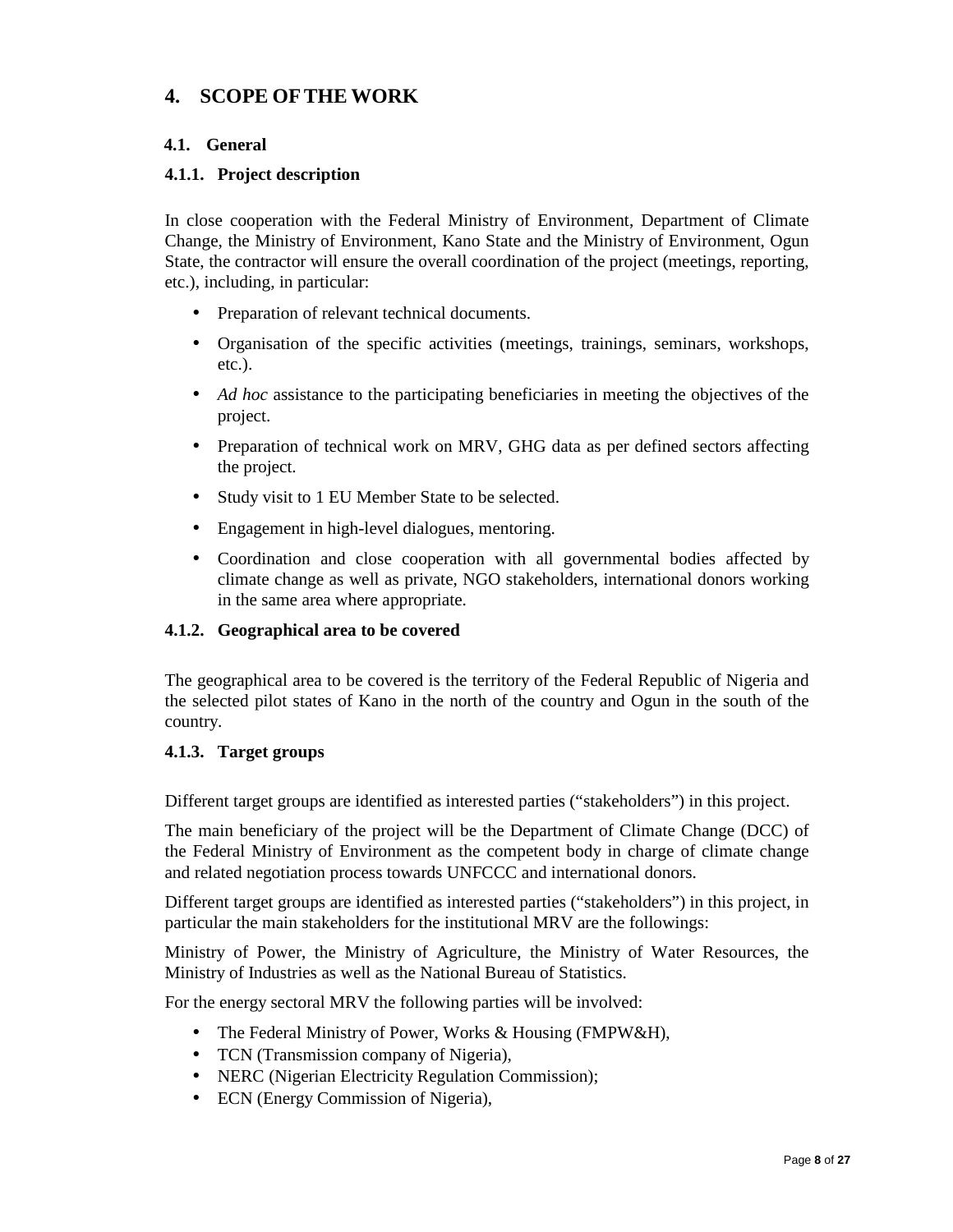# 4. SCOPE OF THE WORK

## 4.1. General

### 4.1.1. Project description

In close cooperation with the Federal Ministry of Environment, Department of Climate Change, the Ministry of Environment, Kano State and the Ministry of Environment, Ogun State, the contractor will ensure the overall coordination of the project (meetings, reporting, etc.), including, in particular:

- Preparation of relevant technical documents.
- Organisation of the specific activities (meetings, trainings, seminars, workshops, etc.).
- *Ad hoc* assistance to the participating beneficiaries in meeting the objectives of the project.
- Preparation of technical work on MRV, GHG data as per defined sectors affecting the project.
- Study visit to 1 EU Member State to be selected.
- Engagement in high-level dialogues, mentoring.
- Coordination and close cooperation with all governmental bodies affected by climate change as well as private, NGO stakeholders, international donors working in the same area where appropriate.

### 4.1.2. Geographical area to be covered

The geographical area to be covered is the territory of the Federal Republic of Nigeria and the selected pilot states of Kano in the north of the country and Ogun in the south of the country.

### 4.1.3. Target groups

Different target groups are identified as interested parties ("stakeholders") in this project.

The main beneficiary of the project will be the Department of Climate Change (DCC) of the Federal Ministry of Environment as the competent body in charge of climate change and related negotiation process towards UNFCCC and international donors.

Different target groups are identified as interested parties ("stakeholders") in this project, in particular the main stakeholders for the institutional MRV are the followings:

Ministry of Power, the Ministry of Agriculture, the Ministry of Water Resources, the Ministry of Industries as well as the National Bureau of Statistics.

For the energy sectoral MRV the following parties will be involved:

- The Federal Ministry of Power, Works & Housing (FMPW&H),
- TCN (Transmission company of Nigeria),
- NERC (Nigerian Electricity Regulation Commission);
- ECN (Energy Commission of Nigeria),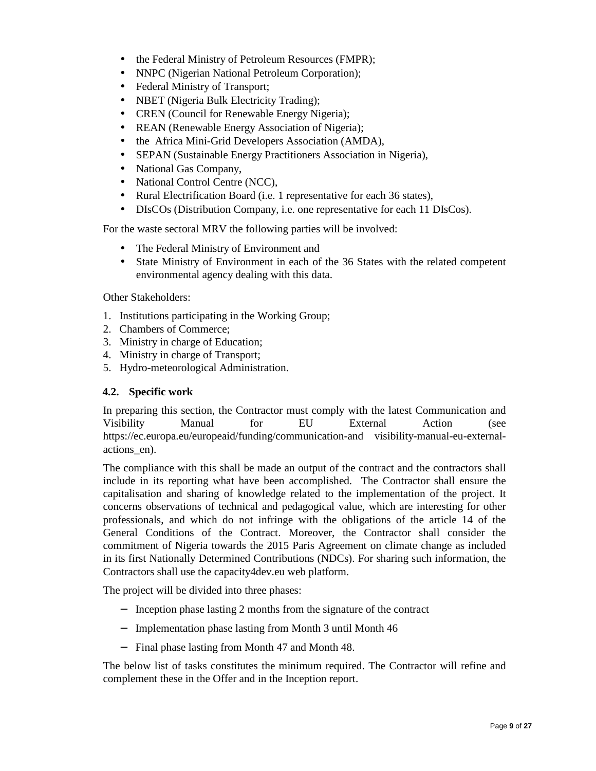- the Federal Ministry of Petroleum Resources (FMPR);
- NNPC (Nigerian National Petroleum Corporation);
- Federal Ministry of Transport;
- NBET (Nigeria Bulk Electricity Trading);
- CREN (Council for Renewable Energy Nigeria);
- REAN (Renewable Energy Association of Nigeria);
- the Africa Mini-Grid Developers Association (AMDA),
- SEPAN (Sustainable Energy Practitioners Association in Nigeria),
- National Gas Company,
- National Control Centre (NCC),
- Rural Electrification Board (i.e. 1 representative for each 36 states),
- DIsCOs (Distribution Company, i.e. one representative for each 11 DIsCos).

For the waste sectoral MRV the following parties will be involved:

- The Federal Ministry of Environment and
- State Ministry of Environment in each of the 36 States with the related competent environmental agency dealing with this data.

Other Stakeholders:

1. Institutions participating in the Working Group;
2. Chambers of Commerce;
3. Ministry in charge of Education;
4. Ministry in charge of Transport;
5. Hydro-meteorological Administration.

### 4.2. Specific work

In preparing this section, the Contractor must comply with the latest Communication and Visibility Manual for EU External Action (see https://ec.europa.eu/europeaid/funding/communication-and visibility-manual-eu-external-actions_en).

The compliance with this shall be made an output of the contract and the contractors shall include in its reporting what have been accomplished. The Contractor shall ensure the capitalisation and sharing of knowledge related to the implementation of the project. It concerns observations of technical and pedagogical value, which are interesting for other professionals, and which do not infringe with the obligations of the article 14 of the General Conditions of the Contract. Moreover, the Contractor shall consider the commitment of Nigeria towards the 2015 Paris Agreement on climate change as included in its first Nationally Determined Contributions (NDCs). For sharing such information, the Contractors shall use the capacity4dev.eu web platform.

The project will be divided into three phases:

- Inception phase lasting 2 months from the signature of the contract
- Implementation phase lasting from Month 3 until Month 46
- Final phase lasting from Month 47 and Month 48.

The below list of tasks constitutes the minimum required. The Contractor will refine and complement these in the Offer and in the Inception report.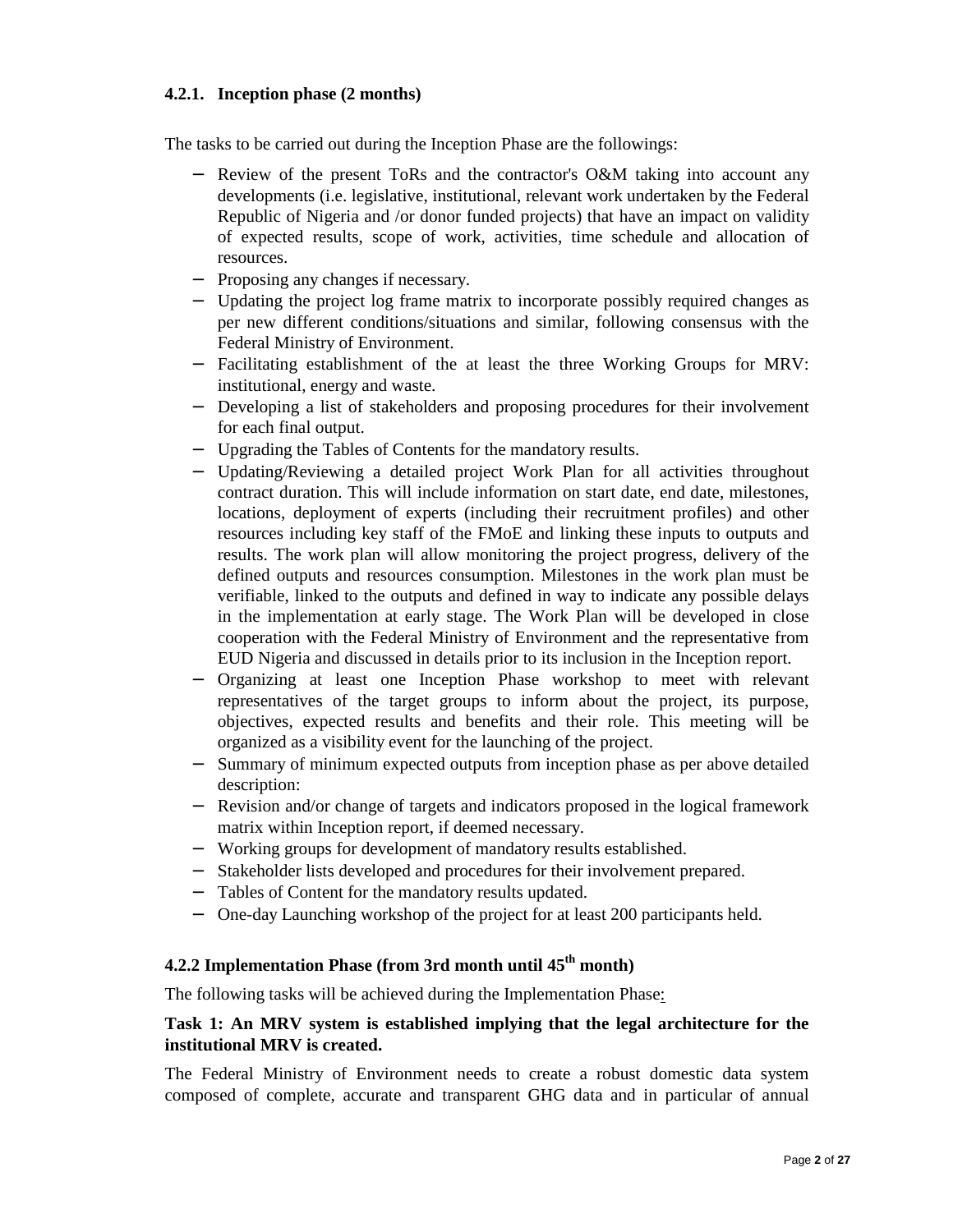### 4.2.1. Inception phase (2 months)

The tasks to be carried out during the Inception Phase are the followings:

- Review of the present ToRs and the contractor's O&M taking into account any developments (i.e. legislative, institutional, relevant work undertaken by the Federal Republic of Nigeria and /or donor funded projects) that have an impact on validity of expected results, scope of work, activities, time schedule and allocation of resources.
- Proposing any changes if necessary.
- Updating the project log frame matrix to incorporate possibly required changes as per new different conditions/situations and similar, following consensus with the Federal Ministry of Environment.
- Facilitating establishment of the at least the three Working Groups for MRV: institutional, energy and waste.
- Developing a list of stakeholders and proposing procedures for their involvement for each final output.
- Upgrading the Tables of Contents for the mandatory results.
- Updating/Reviewing a detailed project Work Plan for all activities throughout contract duration. This will include information on start date, end date, milestones, locations, deployment of experts (including their recruitment profiles) and other resources including key staff of the FMoE and linking these inputs to outputs and results. The work plan will allow monitoring the project progress, delivery of the defined outputs and resources consumption. Milestones in the work plan must be verifiable, linked to the outputs and defined in way to indicate any possible delays in the implementation at early stage. The Work Plan will be developed in close cooperation with the Federal Ministry of Environment and the representative from EUD Nigeria and discussed in details prior to its inclusion in the Inception report.
- Organizing at least one Inception Phase workshop to meet with relevant representatives of the target groups to inform about the project, its purpose, objectives, expected results and benefits and their role. This meeting will be organized as a visibility event for the launching of the project.
- Summary of minimum expected outputs from inception phase as per above detailed description:
- Revision and/or change of targets and indicators proposed in the logical framework matrix within Inception report, if deemed necessary.
- Working groups for development of mandatory results established.
- Stakeholder lists developed and procedures for their involvement prepared.
- Tables of Content for the mandatory results updated.
- One-day Launching workshop of the project for at least 200 participants held.

### 4.2.2 Implementation Phase (from 3rd month until 45th month)

The following tasks will be achieved during the Implementation Phase:

**Task 1: An MRV system is established implying that the legal architecture for the institutional MRV is created.**

The Federal Ministry of Environment needs to create a robust domestic data system composed of complete, accurate and transparent GHG data and in particular of annual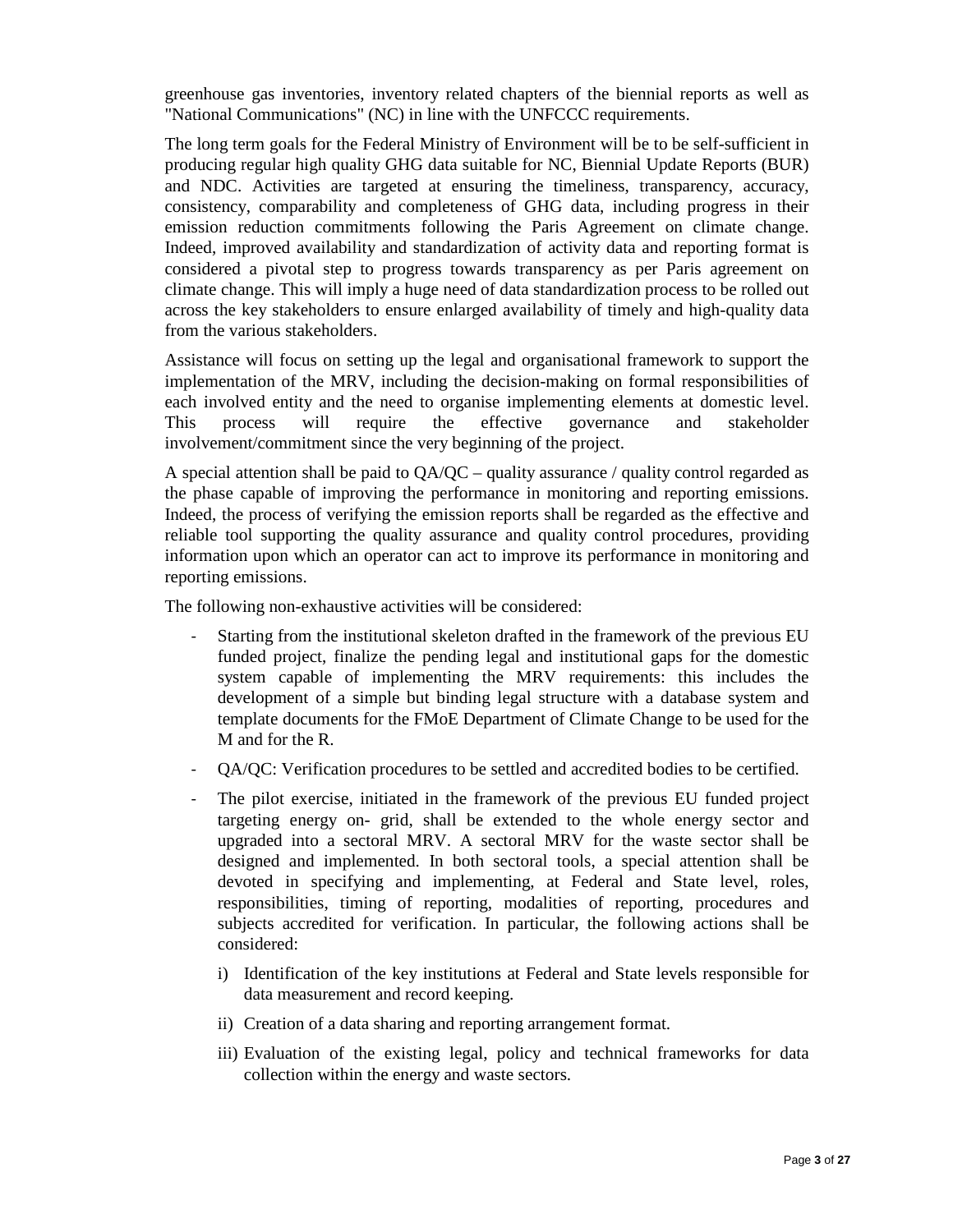greenhouse gas inventories, inventory related chapters of the biennial reports as well as "National Communications" (NC) in line with the UNFCCC requirements.

The long term goals for the Federal Ministry of Environment will be to be self-sufficient in producing regular high quality GHG data suitable for NC, Biennial Update Reports (BUR) and NDC. Activities are targeted at ensuring the timeliness, transparency, accuracy, consistency, comparability and completeness of GHG data, including progress in their emission reduction commitments following the Paris Agreement on climate change. Indeed, improved availability and standardization of activity data and reporting format is considered a pivotal step to progress towards transparency as per Paris agreement on climate change. This will imply a huge need of data standardization process to be rolled out across the key stakeholders to ensure enlarged availability of timely and high-quality data from the various stakeholders.

Assistance will focus on setting up the legal and organisational framework to support the implementation of the MRV, including the decision-making on formal responsibilities of each involved entity and the need to organise implementing elements at domestic level. This process will require the effective governance and stakeholder involvement/commitment since the very beginning of the project.

A special attention shall be paid to QA/QC – quality assurance / quality control regarded as the phase capable of improving the performance in monitoring and reporting emissions. Indeed, the process of verifying the emission reports shall be regarded as the effective and reliable tool supporting the quality assurance and quality control procedures, providing information upon which an operator can act to improve its performance in monitoring and reporting emissions.

The following non-exhaustive activities will be considered:

- Starting from the institutional skeleton drafted in the framework of the previous EU funded project, finalize the pending legal and institutional gaps for the domestic system capable of implementing the MRV requirements: this includes the development of a simple but binding legal structure with a database system and template documents for the FMoE Department of Climate Change to be used for the M and for the R.
- QA/QC: Verification procedures to be settled and accredited bodies to be certified.
- The pilot exercise, initiated in the framework of the previous EU funded project targeting energy on- grid, shall be extended to the whole energy sector and upgraded into a sectoral MRV. A sectoral MRV for the waste sector shall be designed and implemented. In both sectoral tools, a special attention shall be devoted in specifying and implementing, at Federal and State level, roles, responsibilities, timing of reporting, modalities of reporting, procedures and subjects accredited for verification. In particular, the following actions shall be considered:
  - i) Identification of the key institutions at Federal and State levels responsible for data measurement and record keeping.
  - ii) Creation of a data sharing and reporting arrangement format.
  - iii) Evaluation of the existing legal, policy and technical frameworks for data collection within the energy and waste sectors.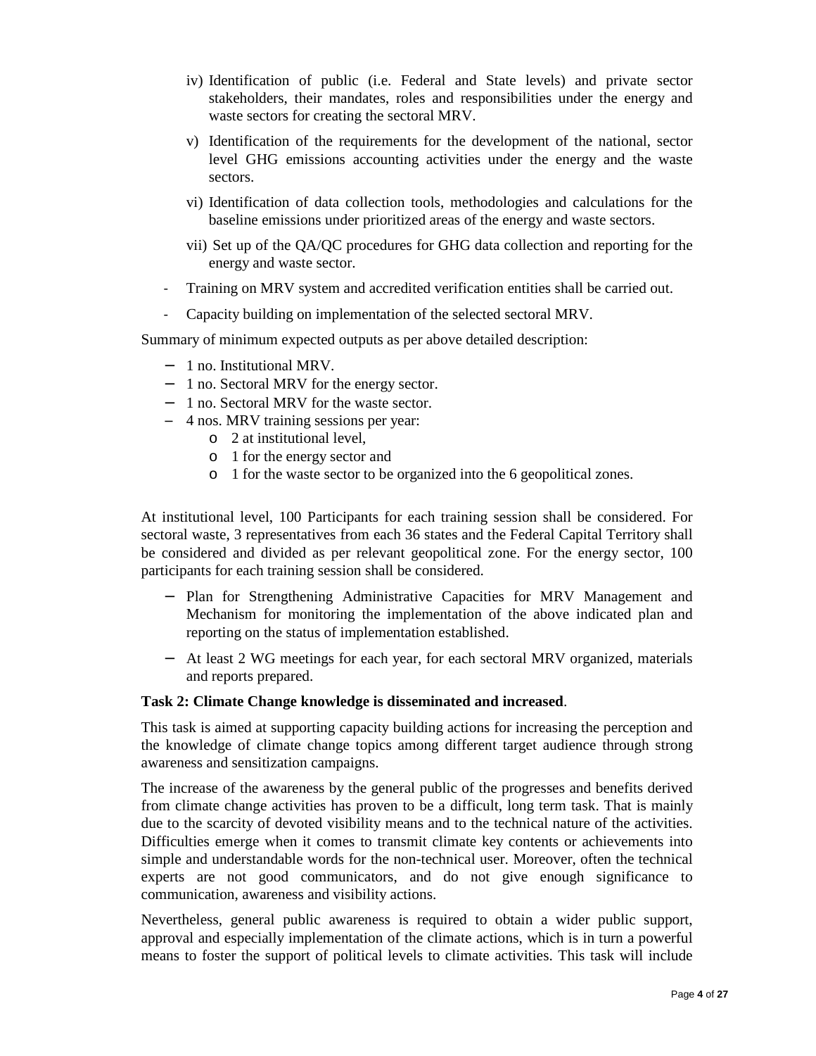iv) Identification of public (i.e. Federal and State levels) and private sector stakeholders, their mandates, roles and responsibilities under the energy and waste sectors for creating the sectoral MRV.

v) Identification of the requirements for the development of the national, sector level GHG emissions accounting activities under the energy and the waste sectors.

vi) Identification of data collection tools, methodologies and calculations for the baseline emissions under prioritized areas of the energy and waste sectors.

vii) Set up of the QA/QC procedures for GHG data collection and reporting for the energy and waste sector.

- Training on MRV system and accredited verification entities shall be carried out.
- Capacity building on implementation of the selected sectoral MRV.

Summary of minimum expected outputs as per above detailed description:

- 1 no. Institutional MRV.
- 1 no. Sectoral MRV for the energy sector.
- 1 no. Sectoral MRV for the waste sector.
- 4 nos. MRV training sessions per year:
    - 2 at institutional level,
    - 1 for the energy sector and
    - 1 for the waste sector to be organized into the 6 geopolitical zones.

At institutional level, 100 Participants for each training session shall be considered. For sectoral waste, 3 representatives from each 36 states and the Federal Capital Territory shall be considered and divided as per relevant geopolitical zone. For the energy sector, 100 participants for each training session shall be considered.

- Plan for Strengthening Administrative Capacities for MRV Management and Mechanism for monitoring the implementation of the above indicated plan and reporting on the status of implementation established.
- At least 2 WG meetings for each year, for each sectoral MRV organized, materials and reports prepared.

**Task 2: Climate Change knowledge is disseminated and increased**.

This task is aimed at supporting capacity building actions for increasing the perception and the knowledge of climate change topics among different target audience through strong awareness and sensitization campaigns.

The increase of the awareness by the general public of the progresses and benefits derived from climate change activities has proven to be a difficult, long term task. That is mainly due to the scarcity of devoted visibility means and to the technical nature of the activities. Difficulties emerge when it comes to transmit climate key contents or achievements into simple and understandable words for the non-technical user. Moreover, often the technical experts are not good communicators, and do not give enough significance to communication, awareness and visibility actions.

Nevertheless, general public awareness is required to obtain a wider public support, approval and especially implementation of the climate actions, which is in turn a powerful means to foster the support of political levels to climate activities. This task will include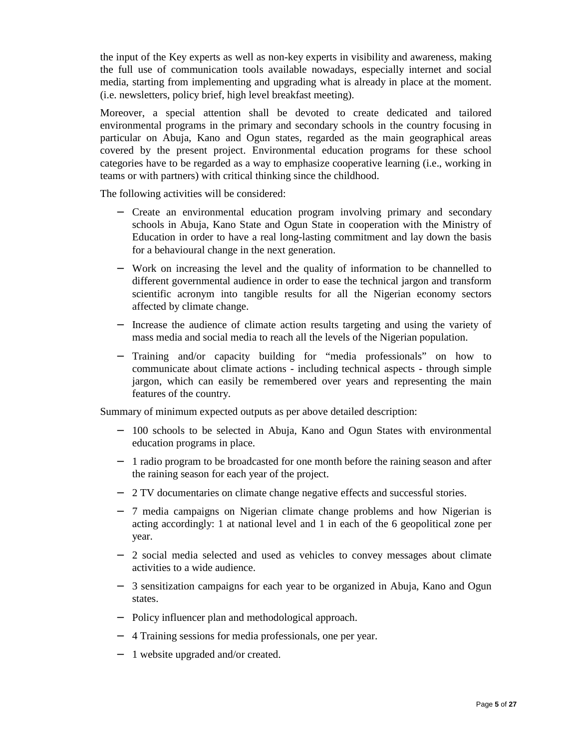the input of the Key experts as well as non-key experts in visibility and awareness, making the full use of communication tools available nowadays, especially internet and social media, starting from implementing and upgrading what is already in place at the moment. (i.e. newsletters, policy brief, high level breakfast meeting).

Moreover, a special attention shall be devoted to create dedicated and tailored environmental programs in the primary and secondary schools in the country focusing in particular on Abuja, Kano and Ogun states, regarded as the main geographical areas covered by the present project. Environmental education programs for these school categories have to be regarded as a way to emphasize cooperative learning (i.e., working in teams or with partners) with critical thinking since the childhood.

The following activities will be considered:

- Create an environmental education program involving primary and secondary schools in Abuja, Kano State and Ogun State in cooperation with the Ministry of Education in order to have a real long-lasting commitment and lay down the basis for a behavioural change in the next generation.
- Work on increasing the level and the quality of information to be channelled to different governmental audience in order to ease the technical jargon and transform scientific acronym into tangible results for all the Nigerian economy sectors affected by climate change.
- Increase the audience of climate action results targeting and using the variety of mass media and social media to reach all the levels of the Nigerian population.
- Training and/or capacity building for "media professionals" on how to communicate about climate actions - including technical aspects - through simple jargon, which can easily be remembered over years and representing the main features of the country.

Summary of minimum expected outputs as per above detailed description:

- 100 schools to be selected in Abuja, Kano and Ogun States with environmental education programs in place.
- 1 radio program to be broadcasted for one month before the raining season and after the raining season for each year of the project.
- 2 TV documentaries on climate change negative effects and successful stories.
- 7 media campaigns on Nigerian climate change problems and how Nigerian is acting accordingly: 1 at national level and 1 in each of the 6 geopolitical zone per year.
- 2 social media selected and used as vehicles to convey messages about climate activities to a wide audience.
- 3 sensitization campaigns for each year to be organized in Abuja, Kano and Ogun states.
- Policy influencer plan and methodological approach.
- 4 Training sessions for media professionals, one per year.
- 1 website upgraded and/or created.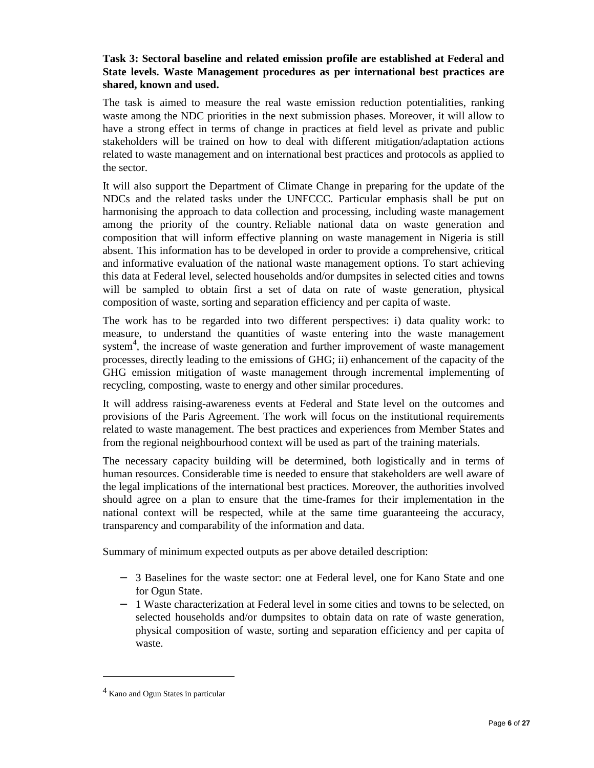**Task 3: Sectoral baseline and related emission profile are established at Federal and State levels. Waste Management procedures as per international best practices are shared, known and used.**

The task is aimed to measure the real waste emission reduction potentialities, ranking waste among the NDC priorities in the next submission phases. Moreover, it will allow to have a strong effect in terms of change in practices at field level as private and public stakeholders will be trained on how to deal with different mitigation/adaptation actions related to waste management and on international best practices and protocols as applied to the sector.

It will also support the Department of Climate Change in preparing for the update of the NDCs and the related tasks under the UNFCCC. Particular emphasis shall be put on harmonising the approach to data collection and processing, including waste management among the priority of the country. Reliable national data on waste generation and composition that will inform effective planning on waste management in Nigeria is still absent. This information has to be developed in order to provide a comprehensive, critical and informative evaluation of the national waste management options. To start achieving this data at Federal level, selected households and/or dumpsites in selected cities and towns will be sampled to obtain first a set of data on rate of waste generation, physical composition of waste, sorting and separation efficiency and per capita of waste.

The work has to be regarded into two different perspectives: i) data quality work: to measure, to understand the quantities of waste entering into the waste management system[4], the increase of waste generation and further improvement of waste management processes, directly leading to the emissions of GHG; ii) enhancement of the capacity of the GHG emission mitigation of waste management through incremental implementing of recycling, composting, waste to energy and other similar procedures.

It will address raising-awareness events at Federal and State level on the outcomes and provisions of the Paris Agreement. The work will focus on the institutional requirements related to waste management. The best practices and experiences from Member States and from the regional neighbourhood context will be used as part of the training materials.

The necessary capacity building will be determined, both logistically and in terms of human resources. Considerable time is needed to ensure that stakeholders are well aware of the legal implications of the international best practices. Moreover, the authorities involved should agree on a plan to ensure that the time-frames for their implementation in the national context will be respected, while at the same time guaranteeing the accuracy, transparency and comparability of the information and data.

Summary of minimum expected outputs as per above detailed description:

- 3 Baselines for the waste sector: one at Federal level, one for Kano State and one for Ogun State.
- 1 Waste characterization at Federal level in some cities and towns to be selected, on selected households and/or dumpsites to obtain data on rate of waste generation, physical composition of waste, sorting and separation efficiency and per capita of waste.

[4] Kano and Ogun States in particular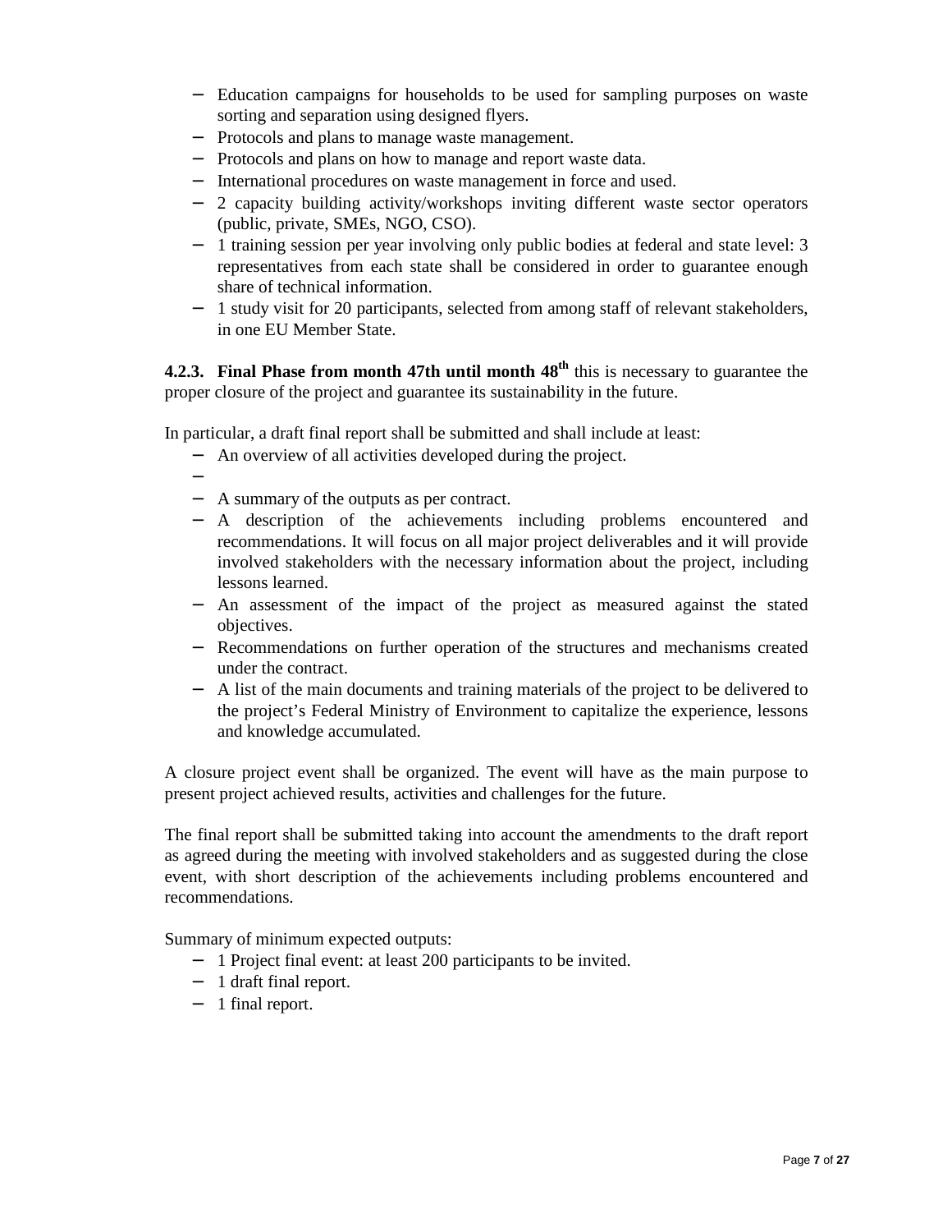- Education campaigns for households to be used for sampling purposes on waste sorting and separation using designed flyers.
- Protocols and plans to manage waste management.
- Protocols and plans on how to manage and report waste data.
- International procedures on waste management in force and used.
- 2 capacity building activity/workshops inviting different waste sector operators (public, private, SMEs, NGO, CSO).
- 1 training session per year involving only public bodies at federal and state level: 3 representatives from each state shall be considered in order to guarantee enough share of technical information.
- 1 study visit for 20 participants, selected from among staff of relevant stakeholders, in one EU Member State.

**4.2.3. Final Phase from month 47th until month 48th** this is necessary to guarantee the proper closure of the project and guarantee its sustainability in the future.

In particular, a draft final report shall be submitted and shall include at least:

- An overview of all activities developed during the project.
- 
- A summary of the outputs as per contract.
- A description of the achievements including problems encountered and recommendations. It will focus on all major project deliverables and it will provide involved stakeholders with the necessary information about the project, including lessons learned.
- An assessment of the impact of the project as measured against the stated objectives.
- Recommendations on further operation of the structures and mechanisms created under the contract.
- A list of the main documents and training materials of the project to be delivered to the project's Federal Ministry of Environment to capitalize the experience, lessons and knowledge accumulated.

A closure project event shall be organized. The event will have as the main purpose to present project achieved results, activities and challenges for the future.

The final report shall be submitted taking into account the amendments to the draft report as agreed during the meeting with involved stakeholders and as suggested during the close event, with short description of the achievements including problems encountered and recommendations.

Summary of minimum expected outputs:

- 1 Project final event: at least 200 participants to be invited.
- 1 draft final report.
- 1 final report.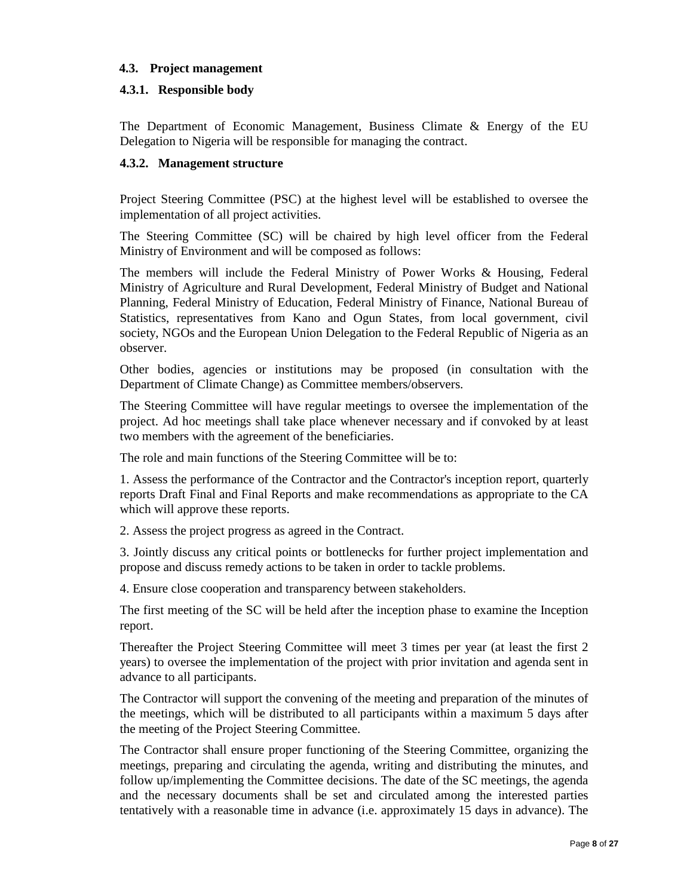### 4.3. Project management

#### 4.3.1. Responsible body

The Department of Economic Management, Business Climate & Energy of the EU Delegation to Nigeria will be responsible for managing the contract.

#### 4.3.2. Management structure

Project Steering Committee (PSC) at the highest level will be established to oversee the implementation of all project activities.

The Steering Committee (SC) will be chaired by high level officer from the Federal Ministry of Environment and will be composed as follows:

The members will include the Federal Ministry of Power Works & Housing, Federal Ministry of Agriculture and Rural Development, Federal Ministry of Budget and National Planning, Federal Ministry of Education, Federal Ministry of Finance, National Bureau of Statistics, representatives from Kano and Ogun States, from local government, civil society, NGOs and the European Union Delegation to the Federal Republic of Nigeria as an observer.

Other bodies, agencies or institutions may be proposed (in consultation with the Department of Climate Change) as Committee members/observers.

The Steering Committee will have regular meetings to oversee the implementation of the project. Ad hoc meetings shall take place whenever necessary and if convoked by at least two members with the agreement of the beneficiaries.

The role and main functions of the Steering Committee will be to:

1. Assess the performance of the Contractor and the Contractor's inception report, quarterly reports Draft Final and Final Reports and make recommendations as appropriate to the CA which will approve these reports.

2. Assess the project progress as agreed in the Contract.

3. Jointly discuss any critical points or bottlenecks for further project implementation and propose and discuss remedy actions to be taken in order to tackle problems.

4. Ensure close cooperation and transparency between stakeholders.

The first meeting of the SC will be held after the inception phase to examine the Inception report.

Thereafter the Project Steering Committee will meet 3 times per year (at least the first 2 years) to oversee the implementation of the project with prior invitation and agenda sent in advance to all participants.

The Contractor will support the convening of the meeting and preparation of the minutes of the meetings, which will be distributed to all participants within a maximum 5 days after the meeting of the Project Steering Committee.

The Contractor shall ensure proper functioning of the Steering Committee, organizing the meetings, preparing and circulating the agenda, writing and distributing the minutes, and follow up/implementing the Committee decisions. The date of the SC meetings, the agenda and the necessary documents shall be set and circulated among the interested parties tentatively with a reasonable time in advance (i.e. approximately 15 days in advance). The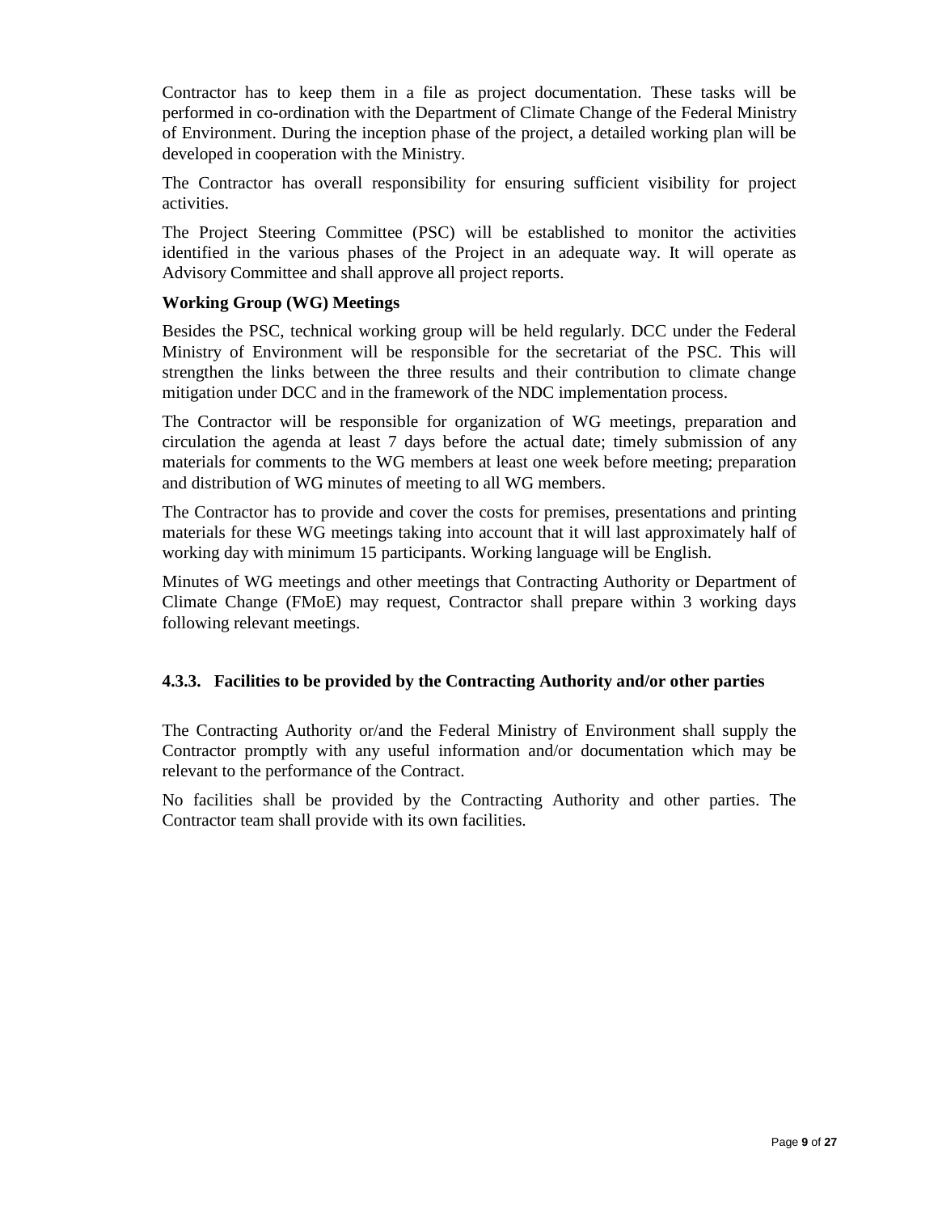Contractor has to keep them in a file as project documentation. These tasks will be performed in co-ordination with the Department of Climate Change of the Federal Ministry of Environment. During the inception phase of the project, a detailed working plan will be developed in cooperation with the Ministry.

The Contractor has overall responsibility for ensuring sufficient visibility for project activities.

The Project Steering Committee (PSC) will be established to monitor the activities identified in the various phases of the Project in an adequate way. It will operate as Advisory Committee and shall approve all project reports.

**Working Group (WG) Meetings**

Besides the PSC, technical working group will be held regularly. DCC under the Federal Ministry of Environment will be responsible for the secretariat of the PSC. This will strengthen the links between the three results and their contribution to climate change mitigation under DCC and in the framework of the NDC implementation process.

The Contractor will be responsible for organization of WG meetings, preparation and circulation the agenda at least 7 days before the actual date; timely submission of any materials for comments to the WG members at least one week before meeting; preparation and distribution of WG minutes of meeting to all WG members.

The Contractor has to provide and cover the costs for premises, presentations and printing materials for these WG meetings taking into account that it will last approximately half of working day with minimum 15 participants. Working language will be English.

Minutes of WG meetings and other meetings that Contracting Authority or Department of Climate Change (FMoE) may request, Contractor shall prepare within 3 working days following relevant meetings.

### 4.3.3. Facilities to be provided by the Contracting Authority and/or other parties

The Contracting Authority or/and the Federal Ministry of Environment shall supply the Contractor promptly with any useful information and/or documentation which may be relevant to the performance of the Contract.

No facilities shall be provided by the Contracting Authority and other parties. The Contractor team shall provide with its own facilities.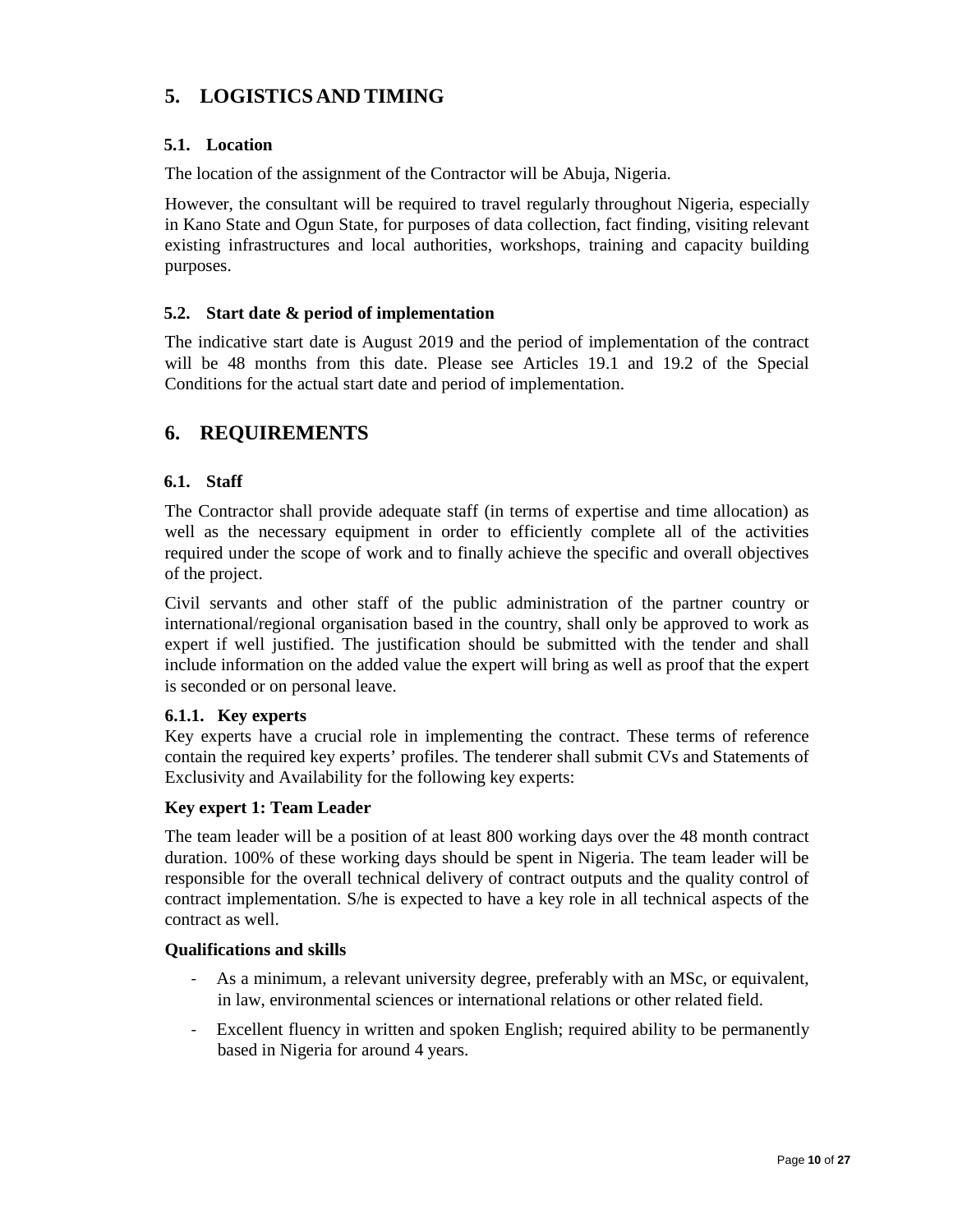# 5. LOGISTICS AND TIMING

## 5.1. Location

The location of the assignment of the Contractor will be Abuja, Nigeria.

However, the consultant will be required to travel regularly throughout Nigeria, especially in Kano State and Ogun State, for purposes of data collection, fact finding, visiting relevant existing infrastructures and local authorities, workshops, training and capacity building purposes.

## 5.2. Start date & period of implementation

The indicative start date is August 2019 and the period of implementation of the contract will be 48 months from this date. Please see Articles 19.1 and 19.2 of the Special Conditions for the actual start date and period of implementation.

# 6. REQUIREMENTS

## 6.1. Staff

The Contractor shall provide adequate staff (in terms of expertise and time allocation) as well as the necessary equipment in order to efficiently complete all of the activities required under the scope of work and to finally achieve the specific and overall objectives of the project.

Civil servants and other staff of the public administration of the partner country or international/regional organisation based in the country, shall only be approved to work as expert if well justified. The justification should be submitted with the tender and shall include information on the added value the expert will bring as well as proof that the expert is seconded or on personal leave.

### 6.1.1. Key experts

Key experts have a crucial role in implementing the contract. These terms of reference contain the required key experts' profiles. The tenderer shall submit CVs and Statements of Exclusivity and Availability for the following key experts:

**Key expert 1: Team Leader**

The team leader will be a position of at least 800 working days over the 48 month contract duration. 100% of these working days should be spent in Nigeria. The team leader will be responsible for the overall technical delivery of contract outputs and the quality control of contract implementation. S/he is expected to have a key role in all technical aspects of the contract as well.

**Qualifications and skills**

- As a minimum, a relevant university degree, preferably with an MSc, or equivalent, in law, environmental sciences or international relations or other related field.
- Excellent fluency in written and spoken English; required ability to be permanently based in Nigeria for around 4 years.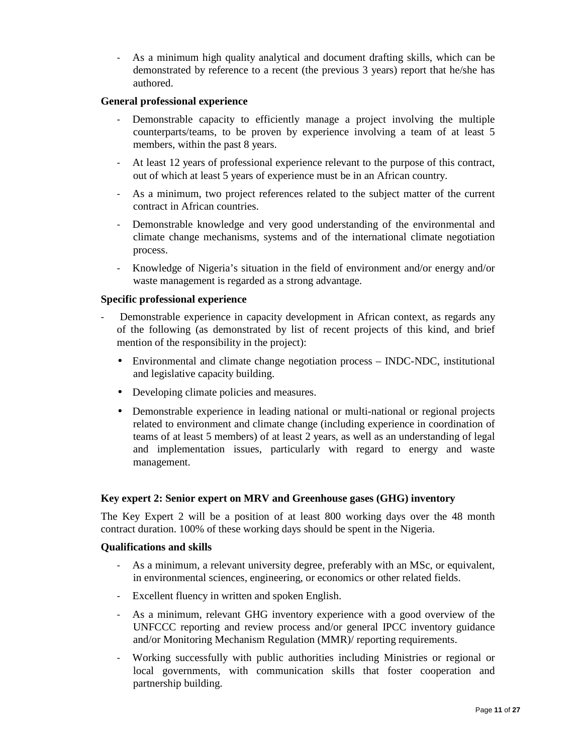- As a minimum high quality analytical and document drafting skills, which can be demonstrated by reference to a recent (the previous 3 years) report that he/she has authored.

**General professional experience**

- Demonstrable capacity to efficiently manage a project involving the multiple counterparts/teams, to be proven by experience involving a team of at least 5 members, within the past 8 years.
- At least 12 years of professional experience relevant to the purpose of this contract, out of which at least 5 years of experience must be in an African country.
- As a minimum, two project references related to the subject matter of the current contract in African countries.
- Demonstrable knowledge and very good understanding of the environmental and climate change mechanisms, systems and of the international climate negotiation process.
- Knowledge of Nigeria's situation in the field of environment and/or energy and/or waste management is regarded as a strong advantage.

**Specific professional experience**

- Demonstrable experience in capacity development in African context, as regards any of the following (as demonstrated by list of recent projects of this kind, and brief mention of the responsibility in the project):
  - Environmental and climate change negotiation process – INDC-NDC, institutional and legislative capacity building.
  - Developing climate policies and measures.
  - Demonstrable experience in leading national or multi-national or regional projects related to environment and climate change (including experience in coordination of teams of at least 5 members) of at least 2 years, as well as an understanding of legal and implementation issues, particularly with regard to energy and waste management.

**Key expert 2: Senior expert on MRV and Greenhouse gases (GHG) inventory**

The Key Expert 2 will be a position of at least 800 working days over the 48 month contract duration. 100% of these working days should be spent in the Nigeria.

**Qualifications and skills**

- As a minimum, a relevant university degree, preferably with an MSc, or equivalent, in environmental sciences, engineering, or economics or other related fields.
- Excellent fluency in written and spoken English.
- As a minimum, relevant GHG inventory experience with a good overview of the UNFCCC reporting and review process and/or general IPCC inventory guidance and/or Monitoring Mechanism Regulation (MMR)/ reporting requirements.
- Working successfully with public authorities including Ministries or regional or local governments, with communication skills that foster cooperation and partnership building.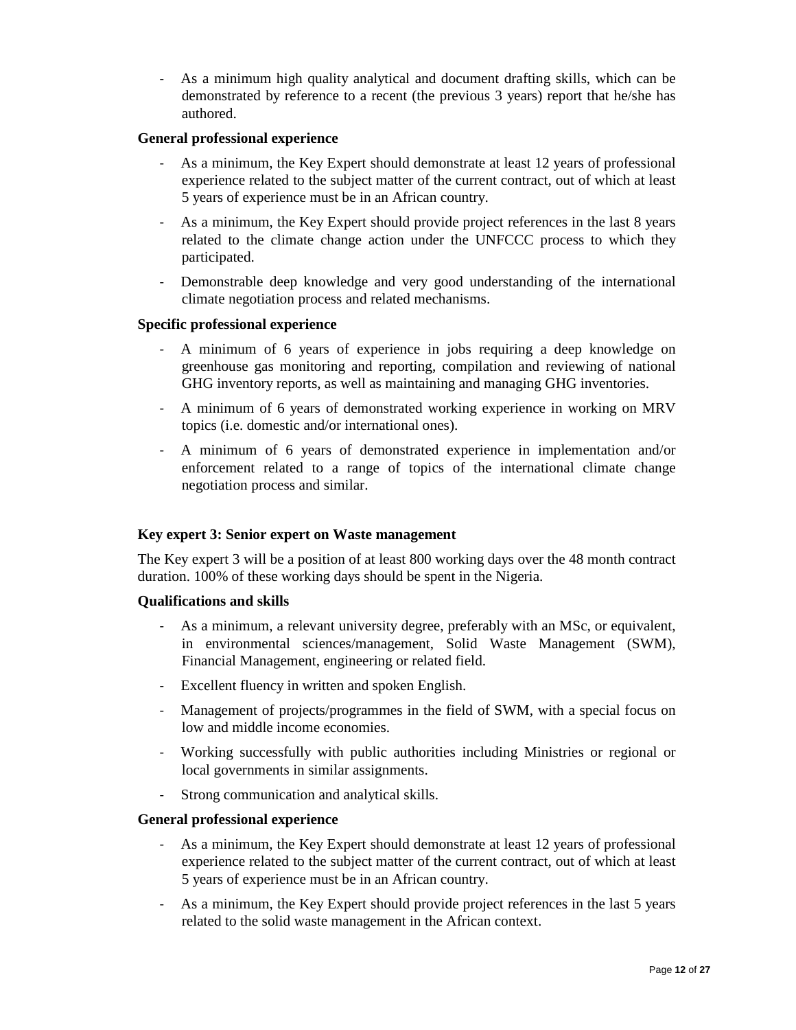- As a minimum high quality analytical and document drafting skills, which can be demonstrated by reference to a recent (the previous 3 years) report that he/she has authored.

**General professional experience**

- As a minimum, the Key Expert should demonstrate at least 12 years of professional experience related to the subject matter of the current contract, out of which at least 5 years of experience must be in an African country.
- As a minimum, the Key Expert should provide project references in the last 8 years related to the climate change action under the UNFCCC process to which they participated.
- Demonstrable deep knowledge and very good understanding of the international climate negotiation process and related mechanisms.

**Specific professional experience**

- A minimum of 6 years of experience in jobs requiring a deep knowledge on greenhouse gas monitoring and reporting, compilation and reviewing of national GHG inventory reports, as well as maintaining and managing GHG inventories.
- A minimum of 6 years of demonstrated working experience in working on MRV topics (i.e. domestic and/or international ones).
- A minimum of 6 years of demonstrated experience in implementation and/or enforcement related to a range of topics of the international climate change negotiation process and similar.

**Key expert 3: Senior expert on Waste management**

The Key expert 3 will be a position of at least 800 working days over the 48 month contract duration. 100% of these working days should be spent in the Nigeria.

**Qualifications and skills**

- As a minimum, a relevant university degree, preferably with an MSc, or equivalent, in environmental sciences/management, Solid Waste Management (SWM), Financial Management, engineering or related field.
- Excellent fluency in written and spoken English.
- Management of projects/programmes in the field of SWM, with a special focus on low and middle income economies.
- Working successfully with public authorities including Ministries or regional or local governments in similar assignments.
- Strong communication and analytical skills.

**General professional experience**

- As a minimum, the Key Expert should demonstrate at least 12 years of professional experience related to the subject matter of the current contract, out of which at least 5 years of experience must be in an African country.
- As a minimum, the Key Expert should provide project references in the last 5 years related to the solid waste management in the African context.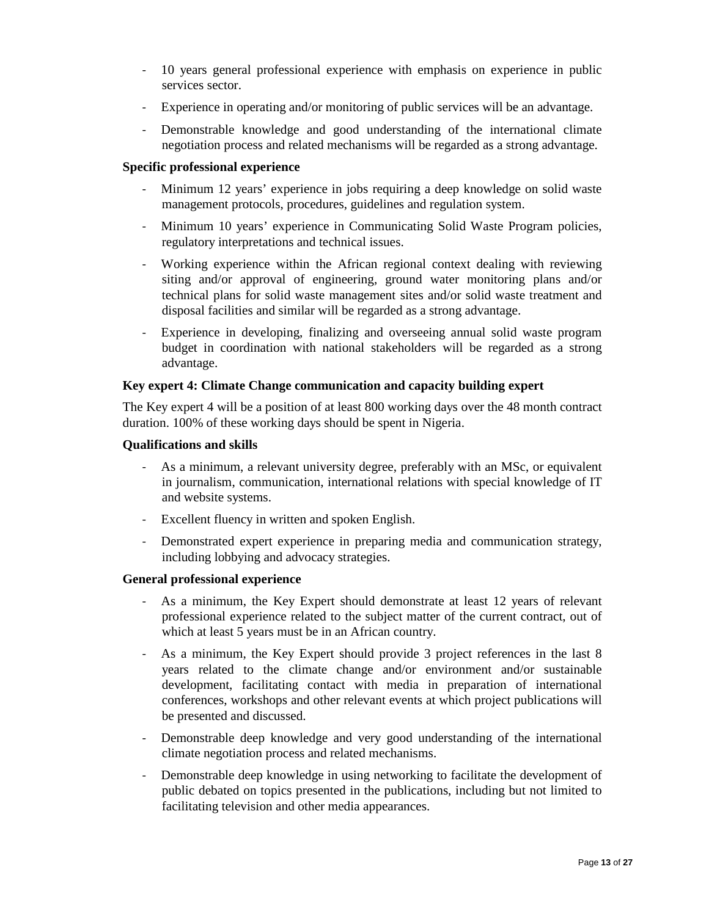- 10 years general professional experience with emphasis on experience in public services sector.
- Experience in operating and/or monitoring of public services will be an advantage.
- Demonstrable knowledge and good understanding of the international climate negotiation process and related mechanisms will be regarded as a strong advantage.

**Specific professional experience**

- Minimum 12 years' experience in jobs requiring a deep knowledge on solid waste management protocols, procedures, guidelines and regulation system.
- Minimum 10 years' experience in Communicating Solid Waste Program policies, regulatory interpretations and technical issues.
- Working experience within the African regional context dealing with reviewing siting and/or approval of engineering, ground water monitoring plans and/or technical plans for solid waste management sites and/or solid waste treatment and disposal facilities and similar will be regarded as a strong advantage.
- Experience in developing, finalizing and overseeing annual solid waste program budget in coordination with national stakeholders will be regarded as a strong advantage.

**Key expert 4: Climate Change communication and capacity building expert**

The Key expert 4 will be a position of at least 800 working days over the 48 month contract duration. 100% of these working days should be spent in Nigeria.

**Qualifications and skills**

- As a minimum, a relevant university degree, preferably with an MSc, or equivalent in journalism, communication, international relations with special knowledge of IT and website systems.
- Excellent fluency in written and spoken English.
- Demonstrated expert experience in preparing media and communication strategy, including lobbying and advocacy strategies.

**General professional experience**

- As a minimum, the Key Expert should demonstrate at least 12 years of relevant professional experience related to the subject matter of the current contract, out of which at least 5 years must be in an African country.
- As a minimum, the Key Expert should provide 3 project references in the last 8 years related to the climate change and/or environment and/or sustainable development, facilitating contact with media in preparation of international conferences, workshops and other relevant events at which project publications will be presented and discussed.
- Demonstrable deep knowledge and very good understanding of the international climate negotiation process and related mechanisms.
- Demonstrable deep knowledge in using networking to facilitate the development of public debated on topics presented in the publications, including but not limited to facilitating television and other media appearances.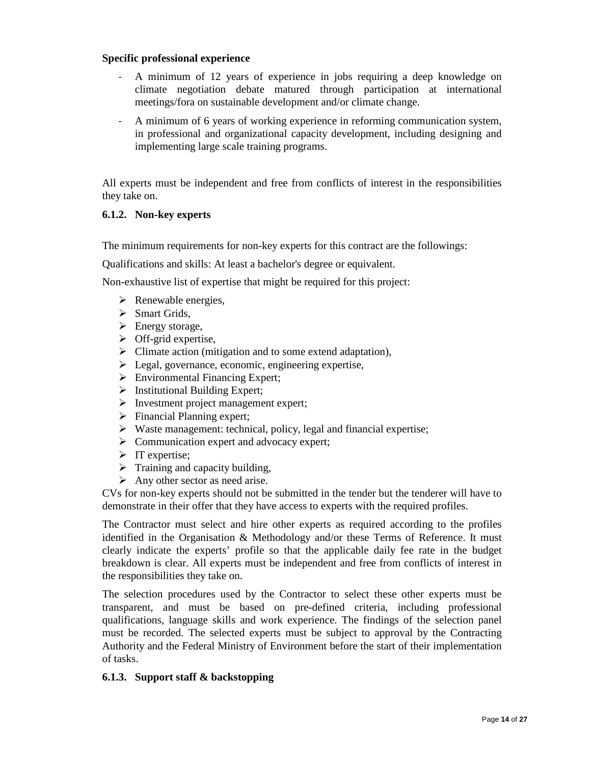**Specific professional experience**

- A minimum of 12 years of experience in jobs requiring a deep knowledge on climate negotiation debate matured through participation at international meetings/fora on sustainable development and/or climate change.
- A minimum of 6 years of working experience in reforming communication system, in professional and organizational capacity development, including designing and implementing large scale training programs.

All experts must be independent and free from conflicts of interest in the responsibilities they take on.

### 6.1.2. Non-key experts

The minimum requirements for non-key experts for this contract are the followings:

Qualifications and skills: At least a bachelor's degree or equivalent.

Non-exhaustive list of expertise that might be required for this project:

- Renewable energies,
- Smart Grids,
- Energy storage,
- Off-grid expertise,
- Climate action (mitigation and to some extend adaptation),
- Legal, governance, economic, engineering expertise,
- Environmental Financing Expert;
- Institutional Building Expert;
- Investment project management expert;
- Financial Planning expert;
- Waste management: technical, policy, legal and financial expertise;
- Communication expert and advocacy expert;
- IT expertise;
- Training and capacity building,
- Any other sector as need arise.

CVs for non-key experts should not be submitted in the tender but the tenderer will have to demonstrate in their offer that they have access to experts with the required profiles.

The Contractor must select and hire other experts as required according to the profiles identified in the Organisation & Methodology and/or these Terms of Reference. It must clearly indicate the experts' profile so that the applicable daily fee rate in the budget breakdown is clear. All experts must be independent and free from conflicts of interest in the responsibilities they take on.

The selection procedures used by the Contractor to select these other experts must be transparent, and must be based on pre-defined criteria, including professional qualifications, language skills and work experience. The findings of the selection panel must be recorded. The selected experts must be subject to approval by the Contracting Authority and the Federal Ministry of Environment before the start of their implementation of tasks.

### 6.1.3. Support staff & backstopping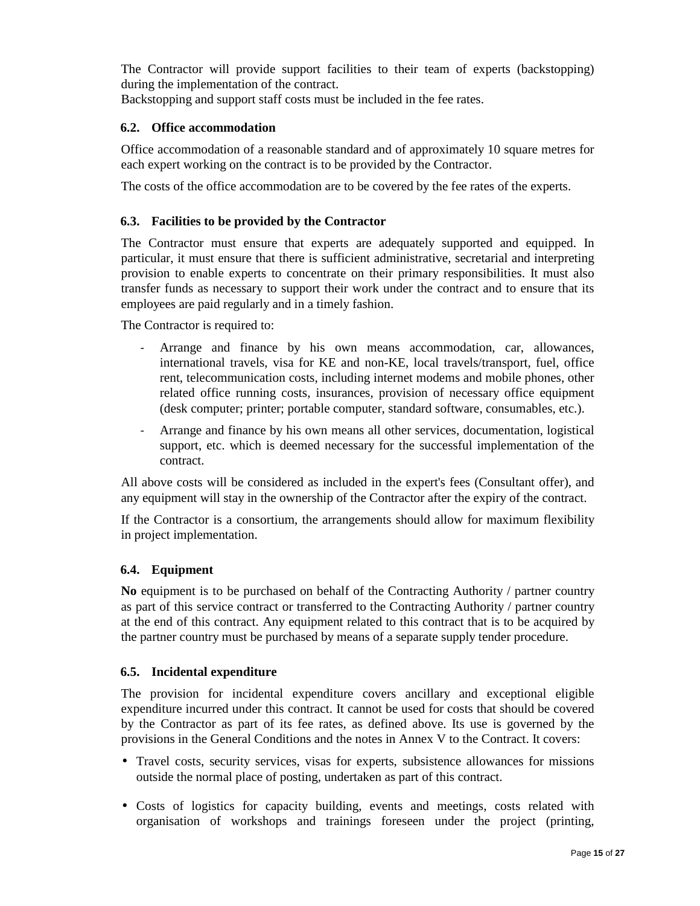The Contractor will provide support facilities to their team of experts (backstopping) during the implementation of the contract.
Backstopping and support staff costs must be included in the fee rates.

### 6.2. Office accommodation

Office accommodation of a reasonable standard and of approximately 10 square metres for each expert working on the contract is to be provided by the Contractor.

The costs of the office accommodation are to be covered by the fee rates of the experts.

### 6.3. Facilities to be provided by the Contractor

The Contractor must ensure that experts are adequately supported and equipped. In particular, it must ensure that there is sufficient administrative, secretarial and interpreting provision to enable experts to concentrate on their primary responsibilities. It must also transfer funds as necessary to support their work under the contract and to ensure that its employees are paid regularly and in a timely fashion.

The Contractor is required to:

- Arrange and finance by his own means accommodation, car, allowances, international travels, visa for KE and non-KE, local travels/transport, fuel, office rent, telecommunication costs, including internet modems and mobile phones, other related office running costs, insurances, provision of necessary office equipment (desk computer; printer; portable computer, standard software, consumables, etc.).
- Arrange and finance by his own means all other services, documentation, logistical support, etc. which is deemed necessary for the successful implementation of the contract.

All above costs will be considered as included in the expert's fees (Consultant offer), and any equipment will stay in the ownership of the Contractor after the expiry of the contract.

If the Contractor is a consortium, the arrangements should allow for maximum flexibility in project implementation.

### 6.4. Equipment

**No** equipment is to be purchased on behalf of the Contracting Authority / partner country as part of this service contract or transferred to the Contracting Authority / partner country at the end of this contract. Any equipment related to this contract that is to be acquired by the partner country must be purchased by means of a separate supply tender procedure.

### 6.5. Incidental expenditure

The provision for incidental expenditure covers ancillary and exceptional eligible expenditure incurred under this contract. It cannot be used for costs that should be covered by the Contractor as part of its fee rates, as defined above. Its use is governed by the provisions in the General Conditions and the notes in Annex V to the Contract. It covers:

- Travel costs, security services, visas for experts, subsistence allowances for missions outside the normal place of posting, undertaken as part of this contract.
- Costs of logistics for capacity building, events and meetings, costs related with organisation of workshops and trainings foreseen under the project (printing,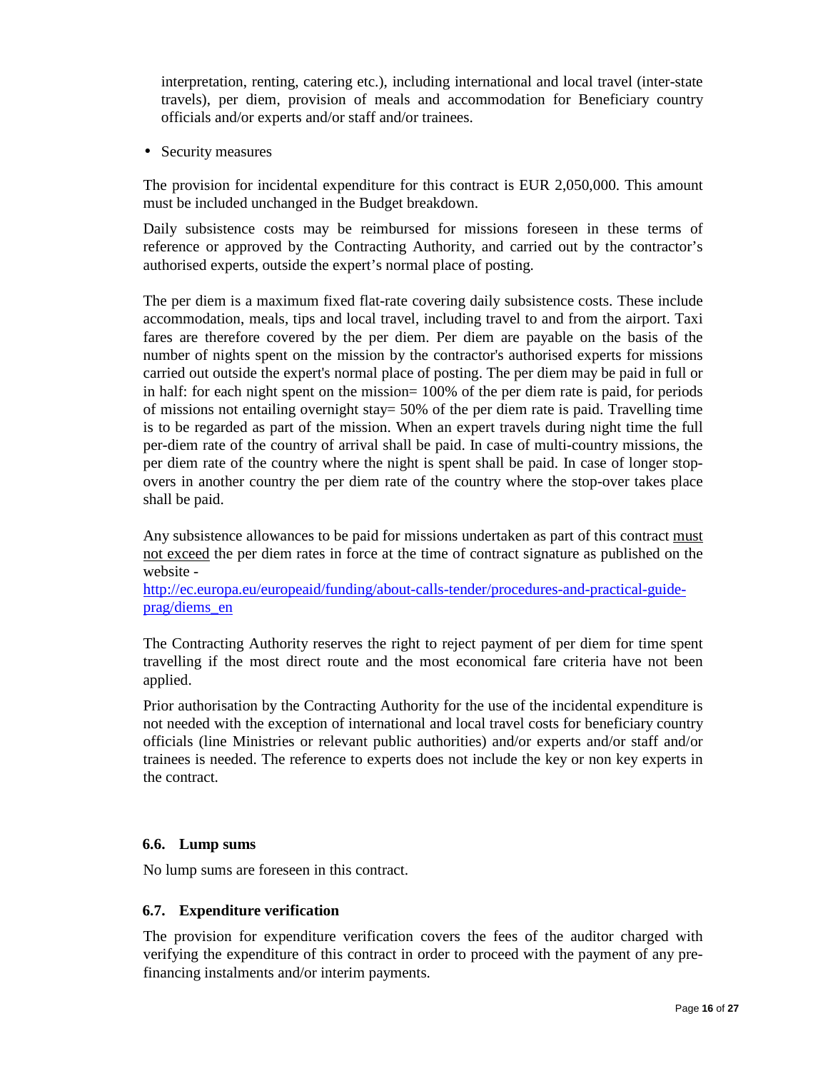interpretation, renting, catering etc.), including international and local travel (inter-state travels), per diem, provision of meals and accommodation for Beneficiary country officials and/or experts and/or staff and/or trainees.

- Security measures

The provision for incidental expenditure for this contract is EUR 2,050,000. This amount must be included unchanged in the Budget breakdown.

Daily subsistence costs may be reimbursed for missions foreseen in these terms of reference or approved by the Contracting Authority, and carried out by the contractor's authorised experts, outside the expert's normal place of posting.

The per diem is a maximum fixed flat-rate covering daily subsistence costs. These include accommodation, meals, tips and local travel, including travel to and from the airport. Taxi fares are therefore covered by the per diem. Per diem are payable on the basis of the number of nights spent on the mission by the contractor's authorised experts for missions carried out outside the expert's normal place of posting. The per diem may be paid in full or in half: for each night spent on the mission= 100% of the per diem rate is paid, for periods of missions not entailing overnight stay= 50% of the per diem rate is paid. Travelling time is to be regarded as part of the mission. When an expert travels during night time the full per-diem rate of the country of arrival shall be paid. In case of multi-country missions, the per diem rate of the country where the night is spent shall be paid. In case of longer stop-overs in another country the per diem rate of the country where the stop-over takes place shall be paid.

Any subsistence allowances to be paid for missions undertaken as part of this contract must not exceed the per diem rates in force at the time of contract signature as published on the website - [http://ec.europa.eu/europeaid/funding/about-calls-tender/procedures-and-practical-guide-prag/diems_en](http://ec.europa.eu/europeaid/funding/about-calls-tender/procedures-and-practical-guide-prag/diems_en)

The Contracting Authority reserves the right to reject payment of per diem for time spent travelling if the most direct route and the most economical fare criteria have not been applied.

Prior authorisation by the Contracting Authority for the use of the incidental expenditure is not needed with the exception of international and local travel costs for beneficiary country officials (line Ministries or relevant public authorities) and/or experts and/or staff and/or trainees is needed. The reference to experts does not include the key or non key experts in the contract.

### 6.6. Lump sums

No lump sums are foreseen in this contract.

### 6.7. Expenditure verification

The provision for expenditure verification covers the fees of the auditor charged with verifying the expenditure of this contract in order to proceed with the payment of any pre-financing instalments and/or interim payments.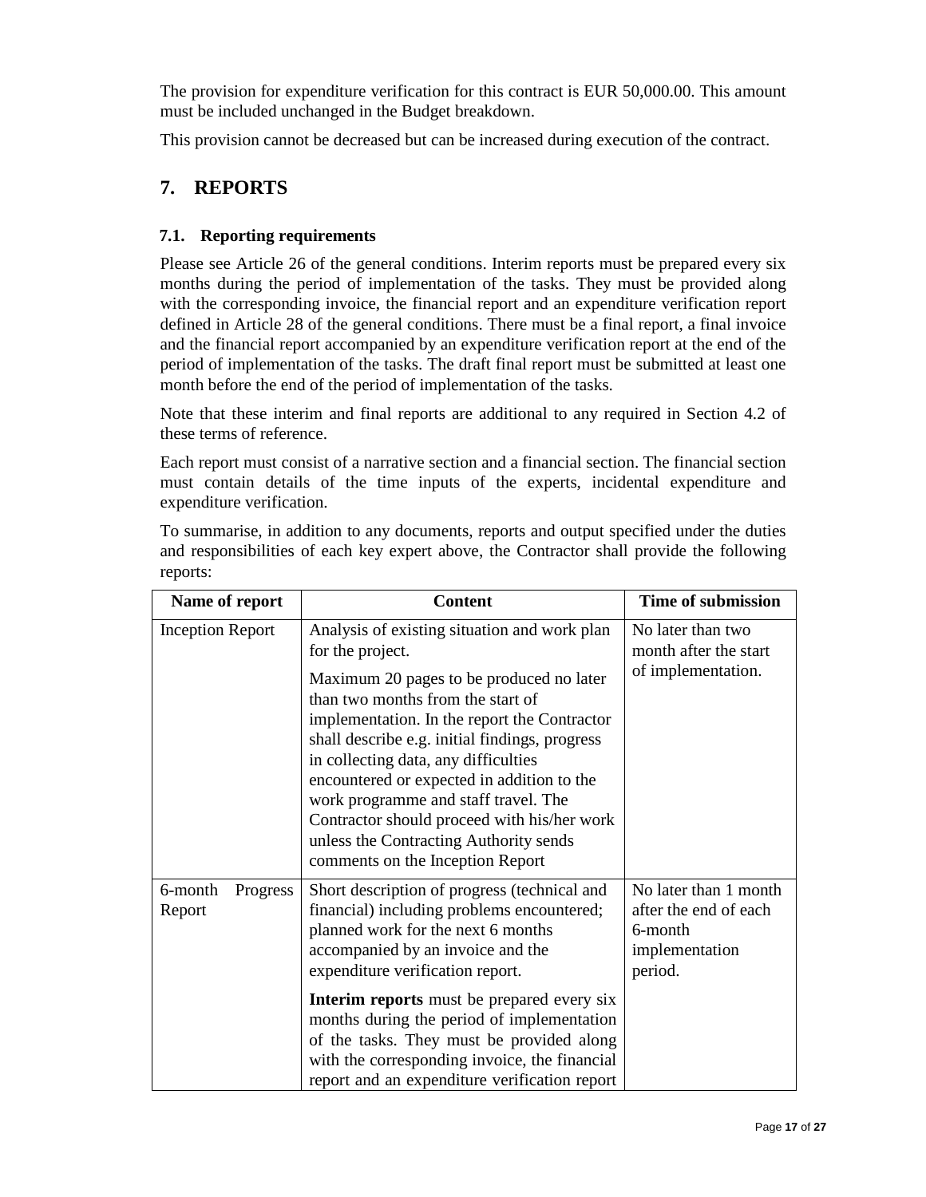The provision for expenditure verification for this contract is EUR 50,000.00. This amount must be included unchanged in the Budget breakdown.

This provision cannot be decreased but can be increased during execution of the contract.

## 7. REPORTS

### 7.1. Reporting requirements

Please see Article 26 of the general conditions. Interim reports must be prepared every six months during the period of implementation of the tasks. They must be provided along with the corresponding invoice, the financial report and an expenditure verification report defined in Article 28 of the general conditions. There must be a final report, a final invoice and the financial report accompanied by an expenditure verification report at the end of the period of implementation of the tasks. The draft final report must be submitted at least one month before the end of the period of implementation of the tasks.

Note that these interim and final reports are additional to any required in Section 4.2 of these terms of reference.

Each report must consist of a narrative section and a financial section. The financial section must contain details of the time inputs of the experts, incidental expenditure and expenditure verification.

To summarise, in addition to any documents, reports and output specified under the duties and responsibilities of each key expert above, the Contractor shall provide the following reports:

| Name of report | Content | Time of submission |
|---|---|---|
| Inception Report | Analysis of existing situation and work plan for the project.<br><br>Maximum 20 pages to be produced no later than two months from the start of implementation. In the report the Contractor shall describe e.g. initial findings, progress in collecting data, any difficulties encountered or expected in addition to the work programme and staff travel. The Contractor should proceed with his/her work unless the Contracting Authority sends comments on the Inception Report | No later than two month after the start of implementation. |
| 6-month Progress Report | Short description of progress (technical and financial) including problems encountered; planned work for the next 6 months accompanied by an invoice and the expenditure verification report.<br><br>**Interim reports** must be prepared every six months during the period of implementation of the tasks. They must be provided along with the corresponding invoice, the financial report and an expenditure verification report | No later than 1 month after the end of each 6-month implementation period. |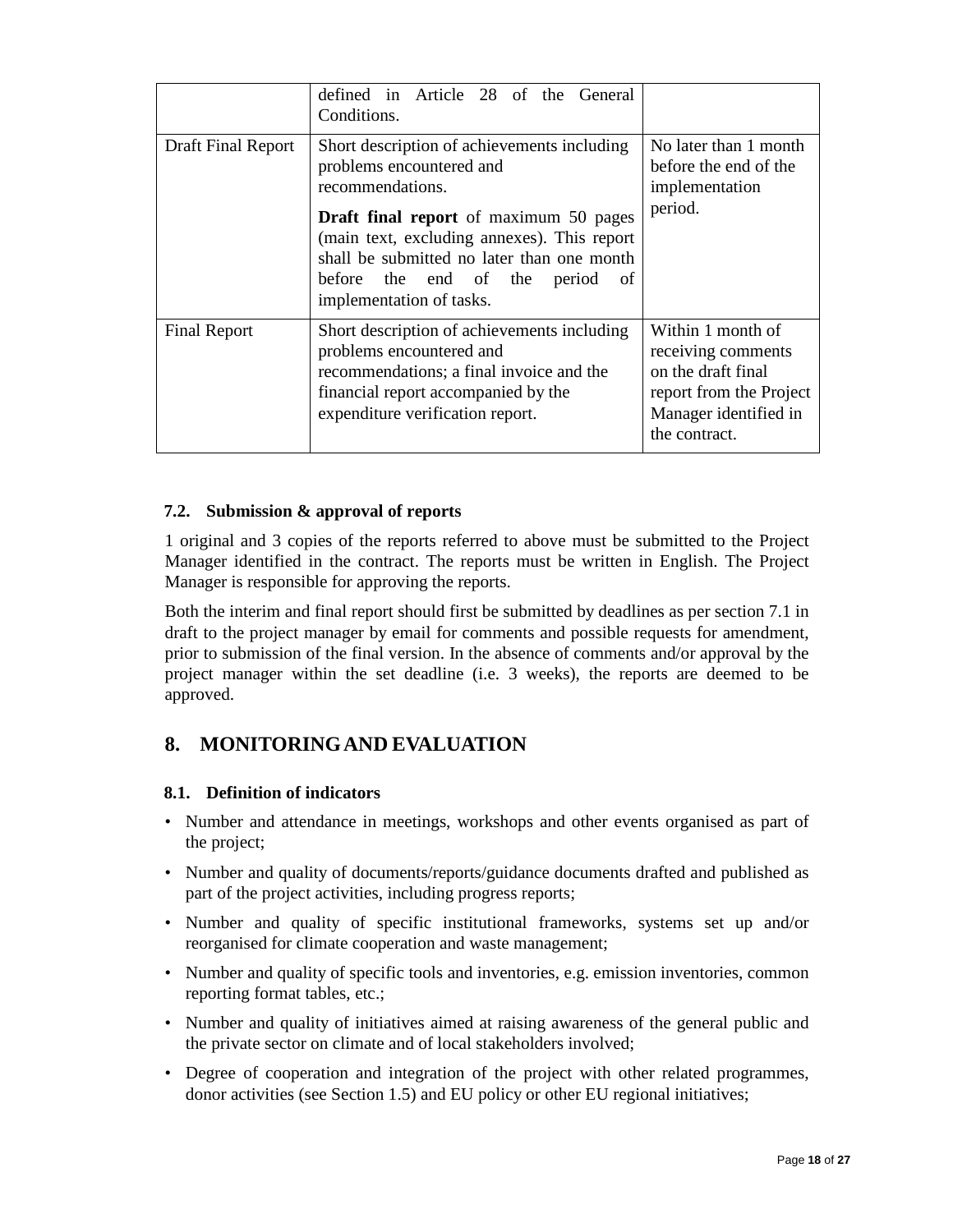| | | |
|---|---|---|
| | defined in Article 28 of the General Conditions. | |
| Draft Final Report | Short description of achievements including problems encountered and recommendations.<br><br>**Draft final report** of maximum 50 pages (main text, excluding annexes). This report shall be submitted no later than one month before the end of the period of implementation of tasks. | No later than 1 month before the end of the implementation period. |
| Final Report | Short description of achievements including problems encountered and recommendations; a final invoice and the financial report accompanied by the expenditure verification report. | Within 1 month of receiving comments on the draft final report from the Project Manager identified in the contract. |

### 7.2. Submission & approval of reports

1 original and 3 copies of the reports referred to above must be submitted to the Project Manager identified in the contract. The reports must be written in English. The Project Manager is responsible for approving the reports.

Both the interim and final report should first be submitted by deadlines as per section 7.1 in draft to the project manager by email for comments and possible requests for amendment, prior to submission of the final version. In the absence of comments and/or approval by the project manager within the set deadline (i.e. 3 weeks), the reports are deemed to be approved.

## 8. MONITORING AND EVALUATION

### 8.1. Definition of indicators

- Number and attendance in meetings, workshops and other events organised as part of the project;
- Number and quality of documents/reports/guidance documents drafted and published as part of the project activities, including progress reports;
- Number and quality of specific institutional frameworks, systems set up and/or reorganised for climate cooperation and waste management;
- Number and quality of specific tools and inventories, e.g. emission inventories, common reporting format tables, etc.;
- Number and quality of initiatives aimed at raising awareness of the general public and the private sector on climate and of local stakeholders involved;
- Degree of cooperation and integration of the project with other related programmes, donor activities (see Section 1.5) and EU policy or other EU regional initiatives;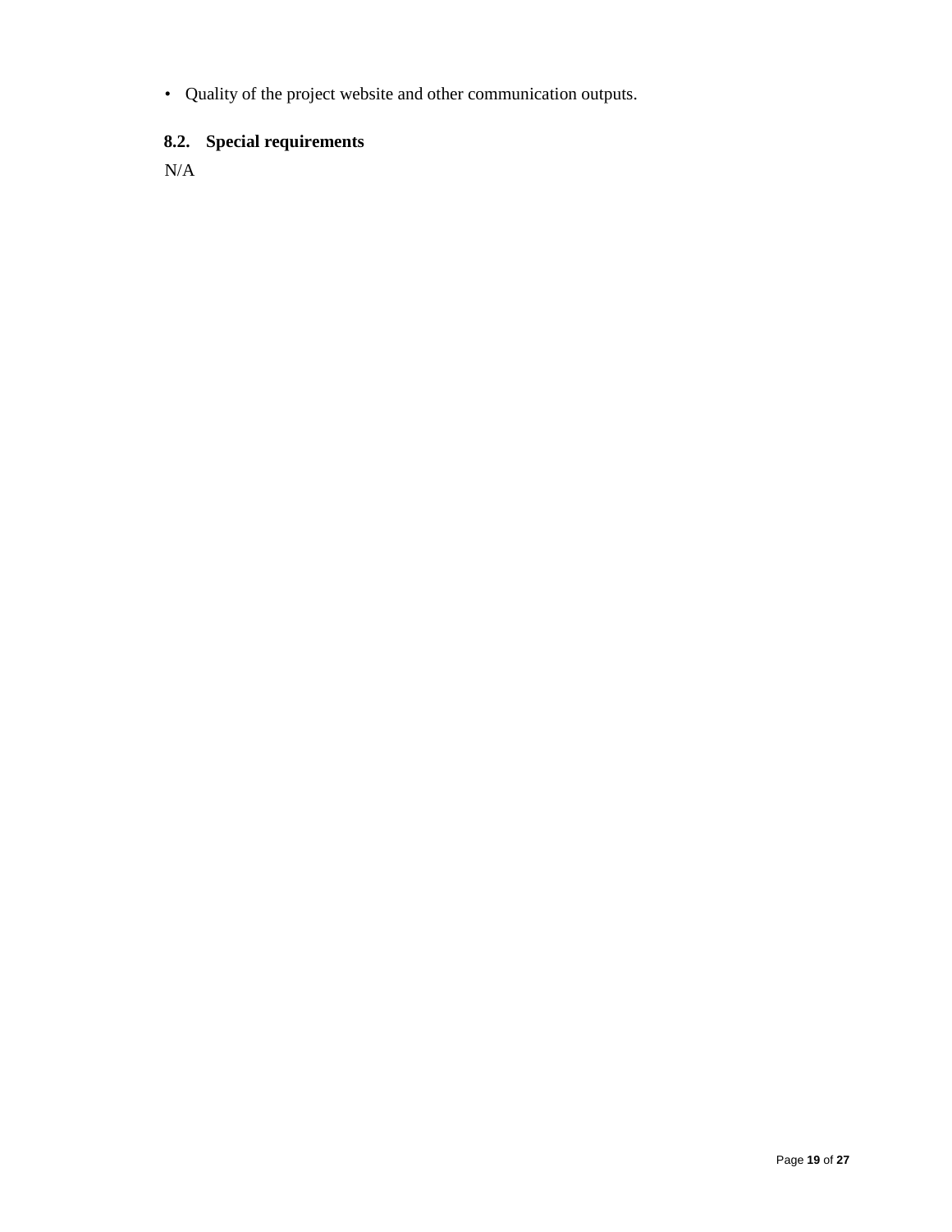- Quality of the project website and other communication outputs.

### 8.2. Special requirements

N/A